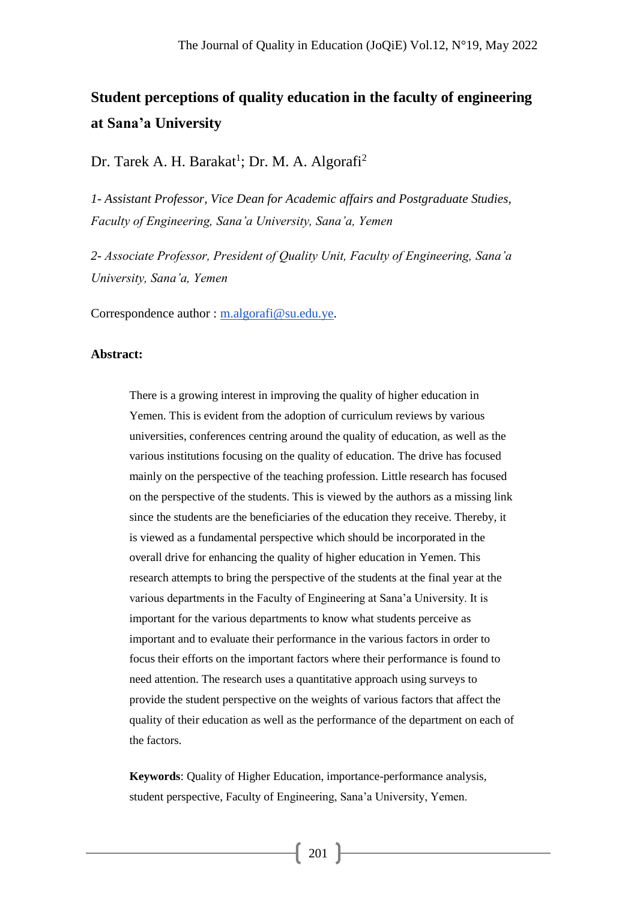# Student perceptions of quality education in the faculty of engineering at Sana'a University

Dr. Tarek A. H. Barakat[1]; Dr. M. A. Algorafi[2]

*1- Assistant Professor, Vice Dean for Academic affairs and Postgraduate Studies, Faculty of Engineering, Sana'a University, Sana'a, Yemen*

*2- Associate Professor, President of Quality Unit, Faculty of Engineering, Sana'a University, Sana'a, Yemen*

Correspondence author : m.algorafi@su.edu.ye.

**Abstract:**

There is a growing interest in improving the quality of higher education in Yemen. This is evident from the adoption of curriculum reviews by various universities, conferences centring around the quality of education, as well as the various institutions focusing on the quality of education. The drive has focused mainly on the perspective of the teaching profession. Little research has focused on the perspective of the students. This is viewed by the authors as a missing link since the students are the beneficiaries of the education they receive. Thereby, it is viewed as a fundamental perspective which should be incorporated in the overall drive for enhancing the quality of higher education in Yemen. This research attempts to bring the perspective of the students at the final year at the various departments in the Faculty of Engineering at Sana'a University. It is important for the various departments to know what students perceive as important and to evaluate their performance in the various factors in order to focus their efforts on the important factors where their performance is found to need attention. The research uses a quantitative approach using surveys to provide the student perspective on the weights of various factors that affect the quality of their education as well as the performance of the department on each of the factors.

**Keywords**: Quality of Higher Education, importance-performance analysis, student perspective, Faculty of Engineering, Sana'a University, Yemen.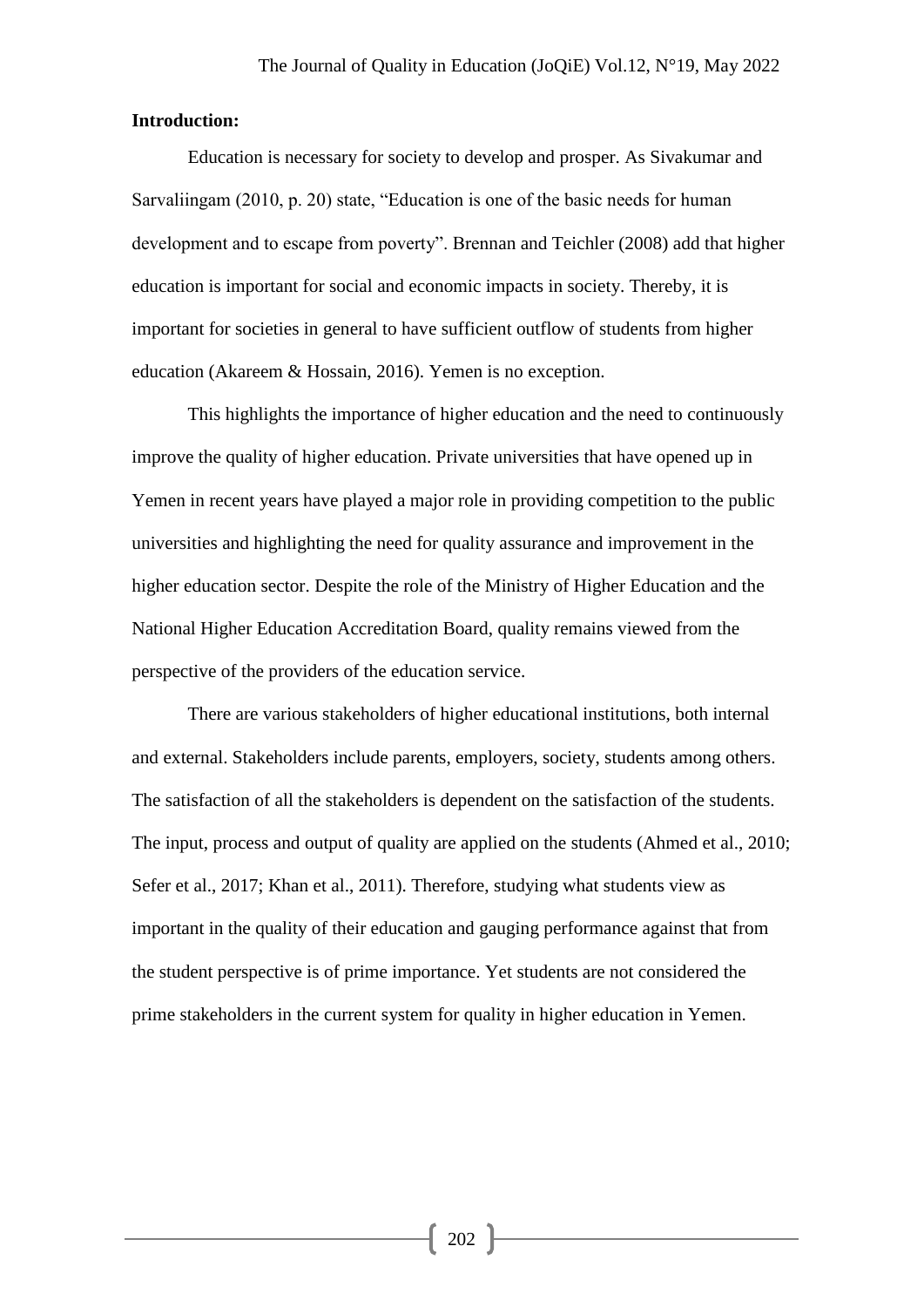**Introduction:**

Education is necessary for society to develop and prosper. As Sivakumar and Sarvaliingam (2010, p. 20) state, "Education is one of the basic needs for human development and to escape from poverty". Brennan and Teichler (2008) add that higher education is important for social and economic impacts in society. Thereby, it is important for societies in general to have sufficient outflow of students from higher education (Akareem & Hossain, 2016). Yemen is no exception.

This highlights the importance of higher education and the need to continuously improve the quality of higher education. Private universities that have opened up in Yemen in recent years have played a major role in providing competition to the public universities and highlighting the need for quality assurance and improvement in the higher education sector. Despite the role of the Ministry of Higher Education and the National Higher Education Accreditation Board, quality remains viewed from the perspective of the providers of the education service.

There are various stakeholders of higher educational institutions, both internal and external. Stakeholders include parents, employers, society, students among others. The satisfaction of all the stakeholders is dependent on the satisfaction of the students. The input, process and output of quality are applied on the students (Ahmed et al., 2010; Sefer et al., 2017; Khan et al., 2011). Therefore, studying what students view as important in the quality of their education and gauging performance against that from the student perspective is of prime importance. Yet students are not considered the prime stakeholders in the current system for quality in higher education in Yemen.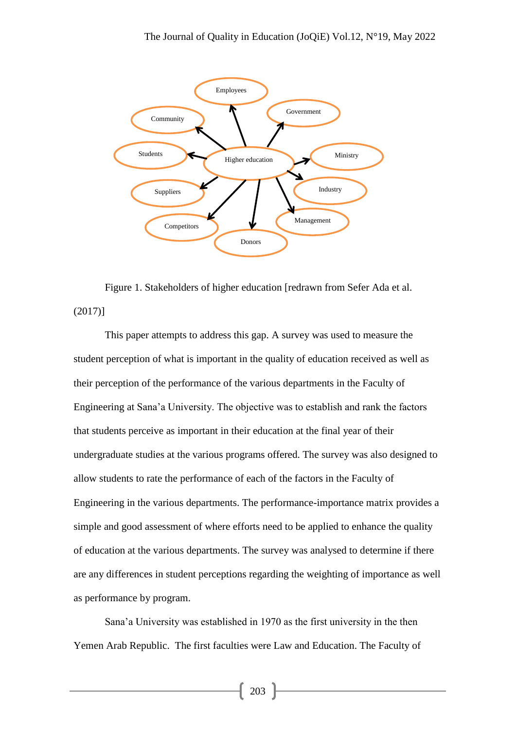Figure 1. Stakeholders of higher education [redrawn from Sefer Ada et al. (2017)]

This paper attempts to address this gap. A survey was used to measure the student perception of what is important in the quality of education received as well as their perception of the performance of the various departments in the Faculty of Engineering at Sana'a University. The objective was to establish and rank the factors that students perceive as important in their education at the final year of their undergraduate studies at the various programs offered. The survey was also designed to allow students to rate the performance of each of the factors in the Faculty of Engineering in the various departments. The performance-importance matrix provides a simple and good assessment of where efforts need to be applied to enhance the quality of education at the various departments. The survey was analysed to determine if there are any differences in student perceptions regarding the weighting of importance as well as performance by program.

Sana'a University was established in 1970 as the first university in the then Yemen Arab Republic. The first faculties were Law and Education. The Faculty of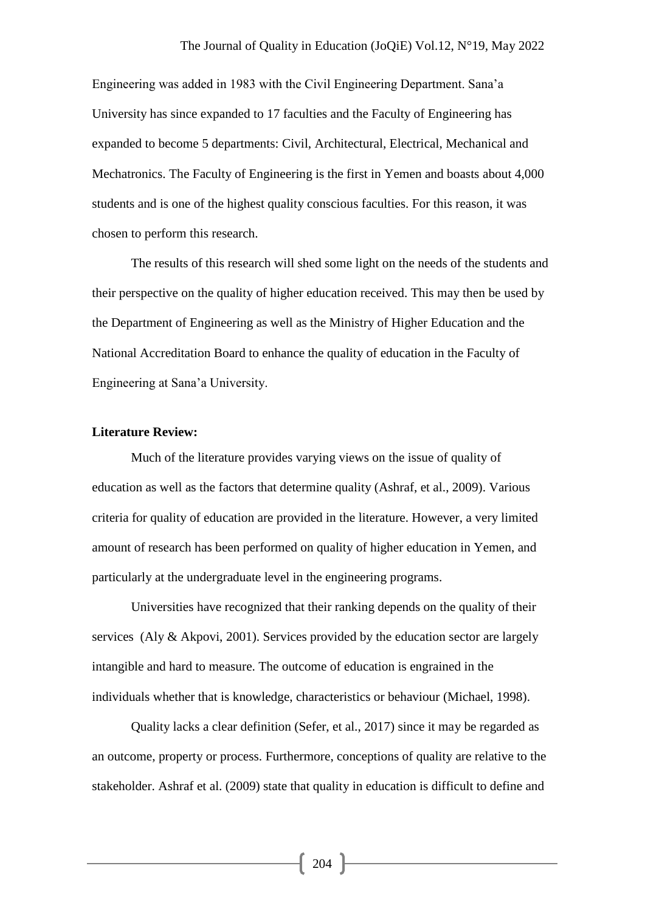Engineering was added in 1983 with the Civil Engineering Department. Sana'a University has since expanded to 17 faculties and the Faculty of Engineering has expanded to become 5 departments: Civil, Architectural, Electrical, Mechanical and Mechatronics. The Faculty of Engineering is the first in Yemen and boasts about 4,000 students and is one of the highest quality conscious faculties. For this reason, it was chosen to perform this research.

The results of this research will shed some light on the needs of the students and their perspective on the quality of higher education received. This may then be used by the Department of Engineering as well as the Ministry of Higher Education and the National Accreditation Board to enhance the quality of education in the Faculty of Engineering at Sana'a University.

**Literature Review:**

Much of the literature provides varying views on the issue of quality of education as well as the factors that determine quality (Ashraf, et al., 2009). Various criteria for quality of education are provided in the literature. However, a very limited amount of research has been performed on quality of higher education in Yemen, and particularly at the undergraduate level in the engineering programs.

Universities have recognized that their ranking depends on the quality of their services (Aly & Akpovi, 2001). Services provided by the education sector are largely intangible and hard to measure. The outcome of education is engrained in the individuals whether that is knowledge, characteristics or behaviour (Michael, 1998).

Quality lacks a clear definition (Sefer, et al., 2017) since it may be regarded as an outcome, property or process. Furthermore, conceptions of quality are relative to the stakeholder. Ashraf et al. (2009) state that quality in education is difficult to define and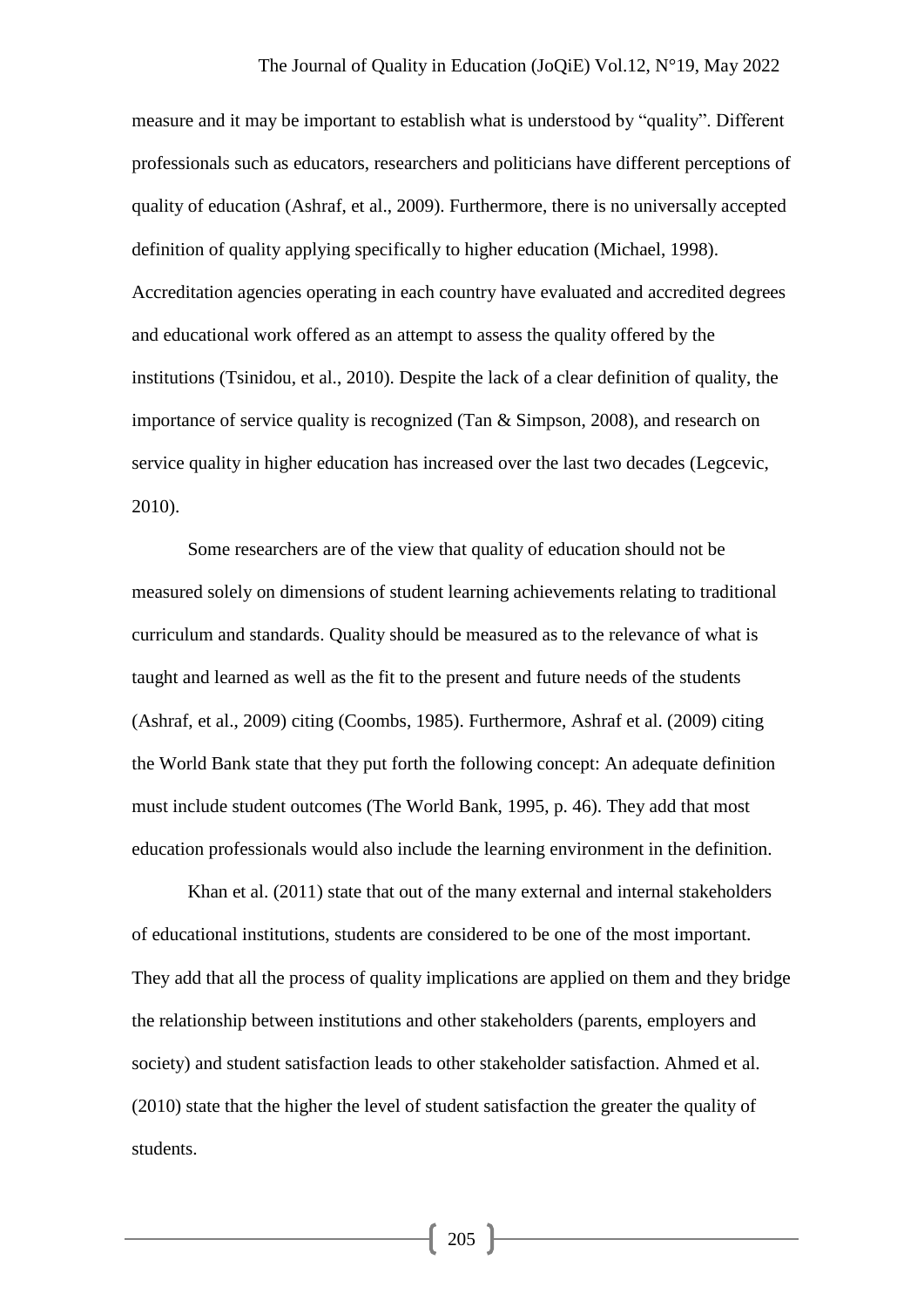measure and it may be important to establish what is understood by "quality". Different professionals such as educators, researchers and politicians have different perceptions of quality of education (Ashraf, et al., 2009). Furthermore, there is no universally accepted definition of quality applying specifically to higher education (Michael, 1998). Accreditation agencies operating in each country have evaluated and accredited degrees and educational work offered as an attempt to assess the quality offered by the institutions (Tsinidou, et al., 2010). Despite the lack of a clear definition of quality, the importance of service quality is recognized (Tan & Simpson, 2008), and research on service quality in higher education has increased over the last two decades (Legcevic, 2010).

Some researchers are of the view that quality of education should not be measured solely on dimensions of student learning achievements relating to traditional curriculum and standards. Quality should be measured as to the relevance of what is taught and learned as well as the fit to the present and future needs of the students (Ashraf, et al., 2009) citing (Coombs, 1985). Furthermore, Ashraf et al. (2009) citing the World Bank state that they put forth the following concept: An adequate definition must include student outcomes (The World Bank, 1995, p. 46). They add that most education professionals would also include the learning environment in the definition.

Khan et al. (2011) state that out of the many external and internal stakeholders of educational institutions, students are considered to be one of the most important. They add that all the process of quality implications are applied on them and they bridge the relationship between institutions and other stakeholders (parents, employers and society) and student satisfaction leads to other stakeholder satisfaction. Ahmed et al. (2010) state that the higher the level of student satisfaction the greater the quality of students.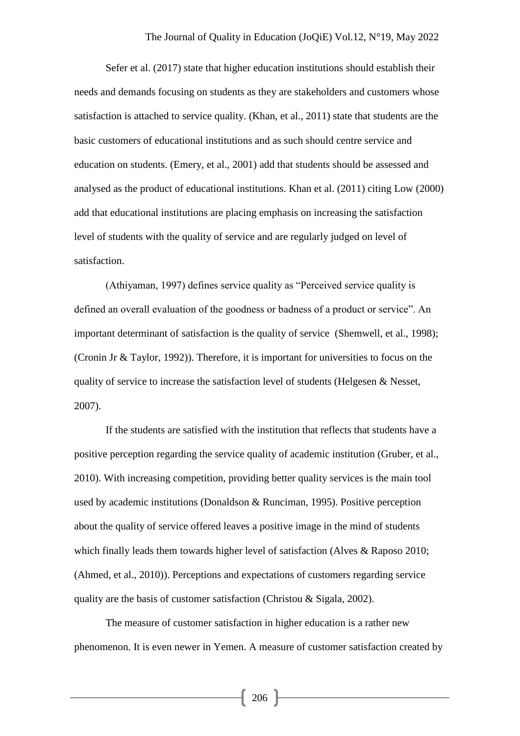Sefer et al. (2017) state that higher education institutions should establish their needs and demands focusing on students as they are stakeholders and customers whose satisfaction is attached to service quality. (Khan, et al., 2011) state that students are the basic customers of educational institutions and as such should centre service and education on students. (Emery, et al., 2001) add that students should be assessed and analysed as the product of educational institutions. Khan et al. (2011) citing Low (2000) add that educational institutions are placing emphasis on increasing the satisfaction level of students with the quality of service and are regularly judged on level of satisfaction.

(Athiyaman, 1997) defines service quality as "Perceived service quality is defined an overall evaluation of the goodness or badness of a product or service". An important determinant of satisfaction is the quality of service (Shemwell, et al., 1998); (Cronin Jr & Taylor, 1992)). Therefore, it is important for universities to focus on the quality of service to increase the satisfaction level of students (Helgesen & Nesset, 2007).

If the students are satisfied with the institution that reflects that students have a positive perception regarding the service quality of academic institution (Gruber, et al., 2010). With increasing competition, providing better quality services is the main tool used by academic institutions (Donaldson & Runciman, 1995). Positive perception about the quality of service offered leaves a positive image in the mind of students which finally leads them towards higher level of satisfaction (Alves & Raposo 2010; (Ahmed, et al., 2010)). Perceptions and expectations of customers regarding service quality are the basis of customer satisfaction (Christou & Sigala, 2002).

The measure of customer satisfaction in higher education is a rather new phenomenon. It is even newer in Yemen. A measure of customer satisfaction created by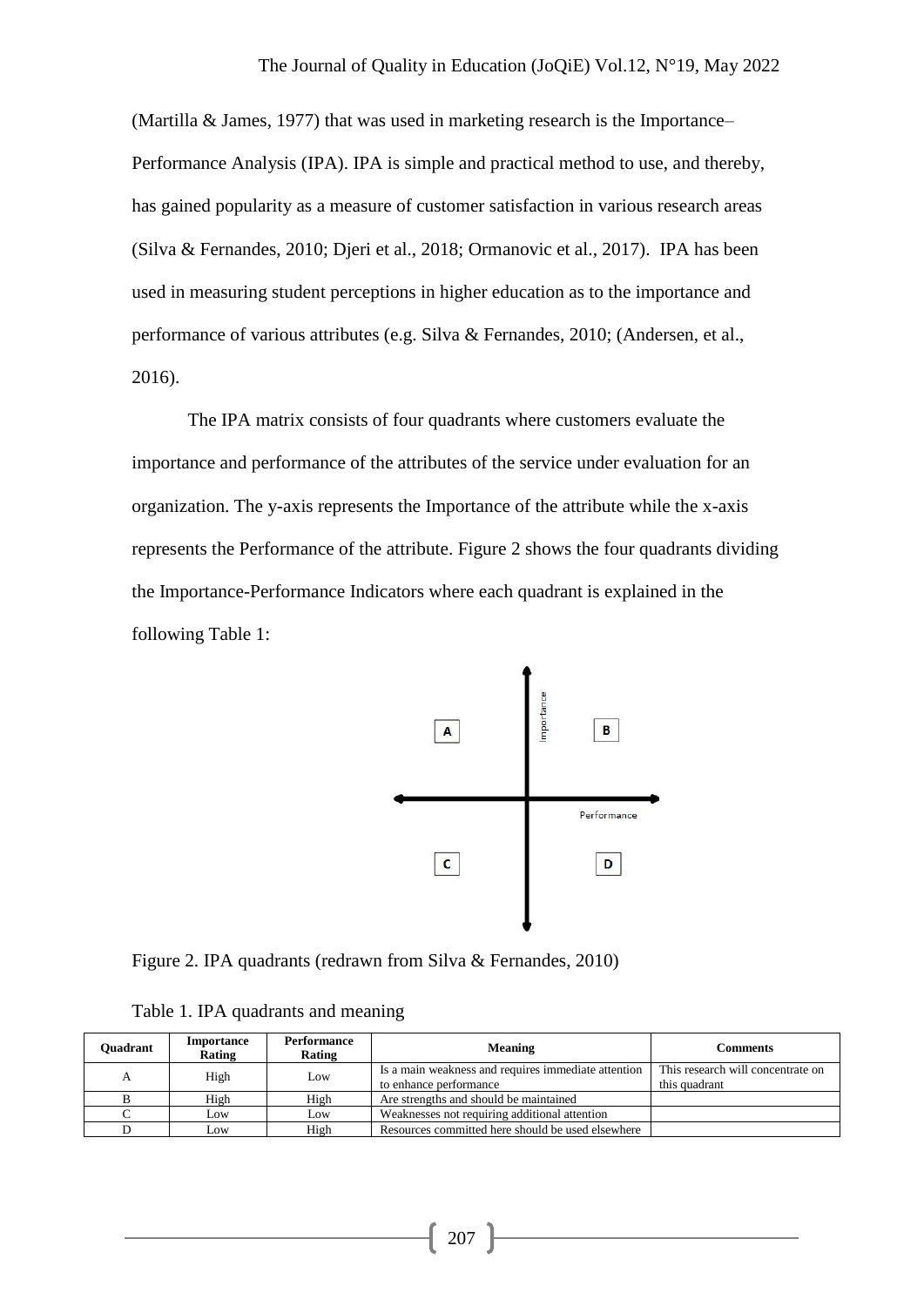(Martilla & James, 1977) that was used in marketing research is the Importance–Performance Analysis (IPA). IPA is simple and practical method to use, and thereby, has gained popularity as a measure of customer satisfaction in various research areas (Silva & Fernandes, 2010; Djeri et al., 2018; Ormanovic et al., 2017). IPA has been used in measuring student perceptions in higher education as to the importance and performance of various attributes (e.g. Silva & Fernandes, 2010; (Andersen, et al., 2016).

The IPA matrix consists of four quadrants where customers evaluate the importance and performance of the attributes of the service under evaluation for an organization. The y-axis represents the Importance of the attribute while the x-axis represents the Performance of the attribute. Figure 2 shows the four quadrants dividing the Importance-Performance Indicators where each quadrant is explained in the following Table 1:

Figure 2. IPA quadrants (redrawn from Silva & Fernandes, 2010)

Table 1. IPA quadrants and meaning

| Quadrant | Importance Rating | Performance Rating | Meaning | Comments |
|---|---|---|---|---|
| A | High | Low | Is a main weakness and requires immediate attention to enhance performance | This research will concentrate on this quadrant |
| B | High | High | Are strengths and should be maintained | |
| C | Low | Low | Weaknesses not requiring additional attention | |
| D | Low | High | Resources committed here should be used elsewhere | |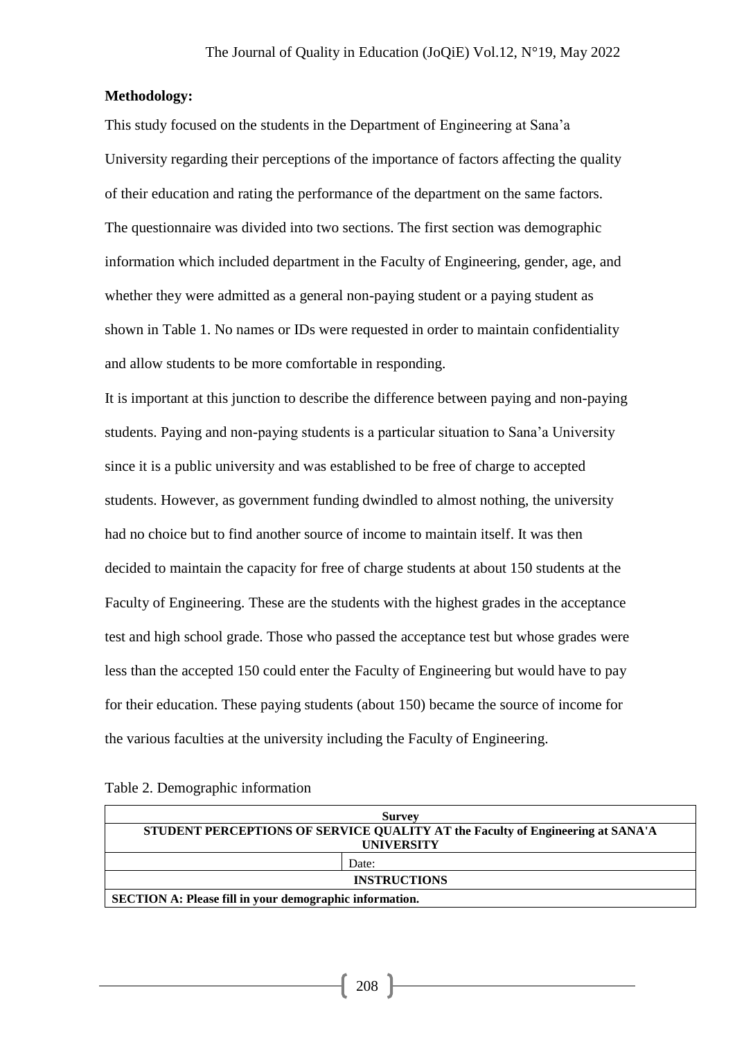**Methodology:**

This study focused on the students in the Department of Engineering at Sana'a University regarding their perceptions of the importance of factors affecting the quality of their education and rating the performance of the department on the same factors. The questionnaire was divided into two sections. The first section was demographic information which included department in the Faculty of Engineering, gender, age, and whether they were admitted as a general non-paying student or a paying student as shown in Table 1. No names or IDs were requested in order to maintain confidentiality and allow students to be more comfortable in responding.

It is important at this junction to describe the difference between paying and non-paying students. Paying and non-paying students is a particular situation to Sana'a University since it is a public university and was established to be free of charge to accepted students. However, as government funding dwindled to almost nothing, the university had no choice but to find another source of income to maintain itself. It was then decided to maintain the capacity for free of charge students at about 150 students at the Faculty of Engineering. These are the students with the highest grades in the acceptance test and high school grade. Those who passed the acceptance test but whose grades were less than the accepted 150 could enter the Faculty of Engineering but would have to pay for their education. These paying students (about 150) became the source of income for the various faculties at the university including the Faculty of Engineering.

Table 2. Demographic information

| **Survey** | |
|---|---|
| **STUDENT PERCEPTIONS OF SERVICE QUALITY AT the Faculty of Engineering at SANA'A UNIVERSITY** | |
| | Date: |
| **INSTRUCTIONS** | |
| **SECTION A: Please fill in your demographic information.** | |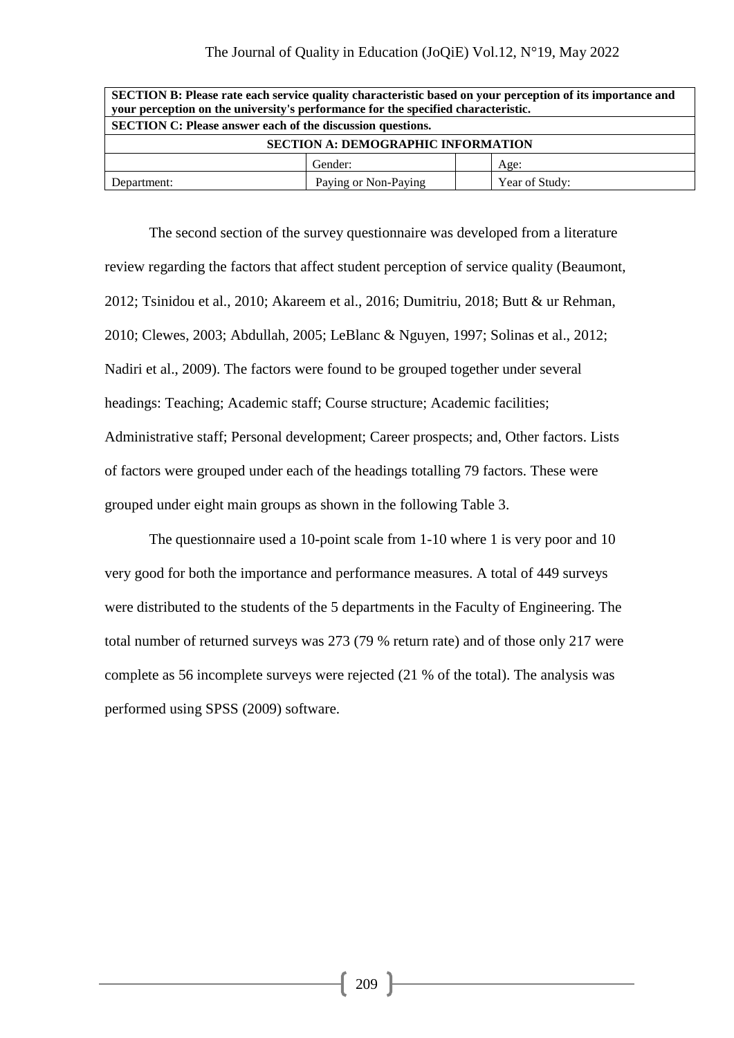| **SECTION B: Please rate each service quality characteristic based on your perception of its importance and your perception on the university's performance for the specified characteristic.** | | | |
|---|---|---|---|
| **SECTION C: Please answer each of the discussion questions.** | | | |
| **SECTION A: DEMOGRAPHIC INFORMATION** | | | |
| | Gender: | | Age: |
| Department: | Paying or Non-Paying | | Year of Study: |

The second section of the survey questionnaire was developed from a literature review regarding the factors that affect student perception of service quality (Beaumont, 2012; Tsinidou et al., 2010; Akareem et al., 2016; Dumitriu, 2018; Butt & ur Rehman, 2010; Clewes, 2003; Abdullah, 2005; LeBlanc & Nguyen, 1997; Solinas et al., 2012; Nadiri et al., 2009). The factors were found to be grouped together under several headings: Teaching; Academic staff; Course structure; Academic facilities; Administrative staff; Personal development; Career prospects; and, Other factors. Lists of factors were grouped under each of the headings totalling 79 factors. These were grouped under eight main groups as shown in the following Table 3.

The questionnaire used a 10-point scale from 1-10 where 1 is very poor and 10 very good for both the importance and performance measures. A total of 449 surveys were distributed to the students of the 5 departments in the Faculty of Engineering. The total number of returned surveys was 273 (79 % return rate) and of those only 217 were complete as 56 incomplete surveys were rejected (21 % of the total). The analysis was performed using SPSS (2009) software.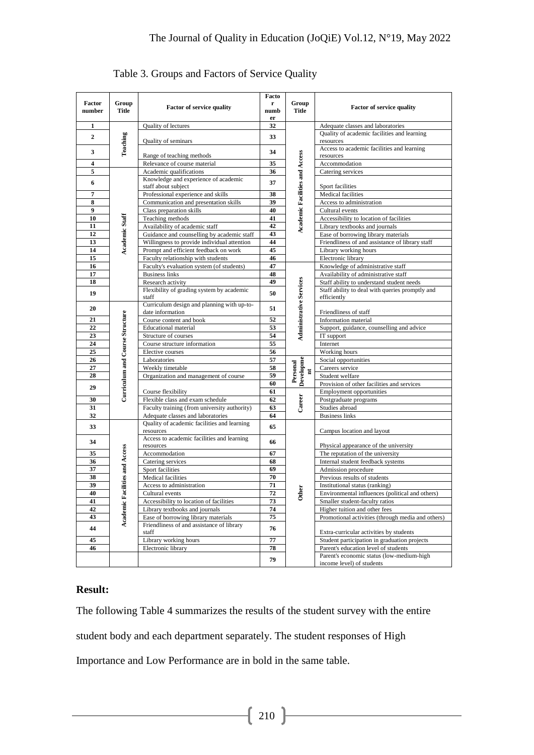Table 3. Groups and Factors of Service Quality

| Factor number | Group Title | Factor of service quality | Factor number | Group Title | Factor of service quality |
|---|---|---|---|---|---|
| 1 | Teaching | Quality of lectures | 32 | Academic Facilities and Access | Adequate classes and laboratories |
| 2 | | Quality of seminars | 33 | | Quality of academic facilities and learning resources |
| 3 | | Range of teaching methods | 34 | | Access to academic facilities and learning resources |
| 4 | | Relevance of course material | 35 | | Accommodation |
| 5 | Academic Staff | Academic qualifications | 36 | | Catering services |
| 6 | | Knowledge and experience of academic staff about subject | 37 | | Sport facilities |
| 7 | | Professional experience and skills | 38 | | Medical facilities |
| 8 | | Communication and presentation skills | 39 | | Access to administration |
| 9 | | Class preparation skills | 40 | | Cultural events |
| 10 | | Teaching methods | 41 | | Accessibility to location of facilities |
| 11 | | Availability of academic staff | 42 | | Library textbooks and journals |
| 12 | | Guidance and counselling by academic staff | 43 | | Ease of borrowing library materials |
| 13 | | Willingness to provide individual attention | 44 | | Friendliness of and assistance of library staff |
| 14 | | Prompt and efficient feedback on work | 45 | | Library working hours |
| 15 | | Faculty relationship with students | 46 | | Electronic library |
| 16 | | Faculty's evaluation system (of students) | 47 | Administrative Services | Knowledge of administrative staff |
| 17 | | Business links | 48 | | Availability of administrative staff |
| 18 | | Research activity | 49 | | Staff ability to understand student needs |
| 19 | | Flexibility of grading system by academic staff | 50 | | Staff ability to deal with queries promptly and efficiently |
| 20 | Curriculum and Course Structure | Curriculum design and planning with up-to-date information | 51 | | Friendliness of staff |
| 21 | | Course content and book | 52 | | Information material |
| 22 | | Educational material | 53 | | Support, guidance, counselling and advice |
| 23 | | Structure of courses | 54 | | IT support |
| 24 | | Course structure information | 55 | | Internet |
| 25 | | Elective courses | 56 | | Working hours |
| 26 | | Laboratories | 57 | Personal Development | Social opportunities |
| 27 | | Weekly timetable | 58 | | Careers service |
| 28 | | Organization and management of course | 59 | | Student welfare |
| 29 | | Course flexibility | 60 | | Provision of other facilities and services |
| | | | 61 | Career | Employment opportunities |
| 30 | | Flexible class and exam schedule | 62 | | Postgraduate programs |
| 31 | | Faculty training (from university authority) | 63 | | Studies abroad |
| 32 | | Adequate classes and laboratories | 64 | | Business links |
| 33 | Academic Facilities and Access | Quality of academic facilities and learning resources | 65 | Other | Campus location and layout |
| 34 | | Access to academic facilities and learning resources | 66 | | Physical appearance of the university |
| 35 | | Accommodation | 67 | | The reputation of the university |
| 36 | | Catering services | 68 | | Internal student feedback systems |
| 37 | | Sport facilities | 69 | | Admission procedure |
| 38 | | Medical facilities | 70 | | Previous results of students |
| 39 | | Access to administration | 71 | | Institutional status (ranking) |
| 40 | | Cultural events | 72 | | Environmental influences (political and others) |
| 41 | | Accessibility to location of facilities | 73 | | Smaller student-faculty ratios |
| 42 | | Library textbooks and journals | 74 | | Higher tuition and other fees |
| 43 | | Ease of borrowing library materials | 75 | | Promotional activities (through media and others) |
| 44 | | Friendliness of and assistance of library staff | 76 | | Extra-curricular activities by students |
| 45 | | Library working hours | 77 | | Student participation in graduation projects |
| 46 | | Electronic library | 78 | | Parent's education level of students |
| | | | 79 | | Parent's economic status (low-medium-high income level) of students |

**Result:**

The following Table 4 summarizes the results of the student survey with the entire student body and each department separately. The student responses of High Importance and Low Performance are in bold in the same table.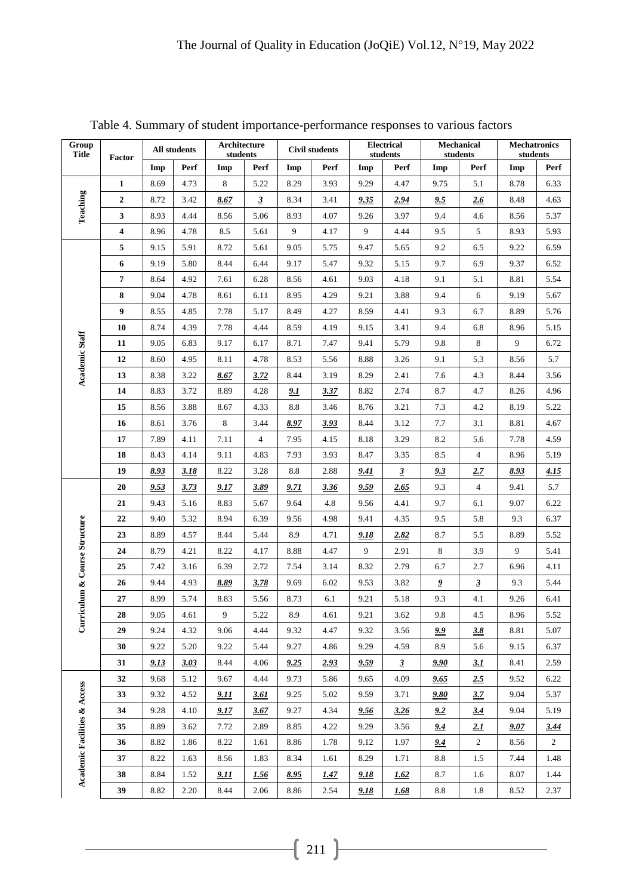Table 4. Summary of student importance-performance responses to various factors

| Group Title | Factor | All students | | Architecture students | | Civil students | | Electrical students | | Mechanical students | | Mechatronics students | |
|---|---|---|---|---|---|---|---|---|---|---|---|---|---|
| | | Imp | Perf | Imp | Perf | Imp | Perf | Imp | Perf | Imp | Perf | Imp | Perf |
| Teaching | 1 | 8.69 | 4.73 | 8 | 5.22 | 8.29 | 3.93 | 9.29 | 4.47 | 9.75 | 5.1 | 8.78 | 6.33 |
| | 2 | 8.72 | 3.42 | ***8.67*** | ***3*** | 8.34 | 3.41 | ***9.35*** | ***2.94*** | ***9.5*** | ***2.6*** | 8.48 | 4.63 |
| | 3 | 8.93 | 4.44 | 8.56 | 5.06 | 8.93 | 4.07 | 9.26 | 3.97 | 9.4 | 4.6 | 8.56 | 5.37 |
| | 4 | 8.96 | 4.78 | 8.5 | 5.61 | 9 | 4.17 | 9 | 4.44 | 9.5 | 5 | 8.93 | 5.93 |
| Academic Staff | 5 | 9.15 | 5.91 | 8.72 | 5.61 | 9.05 | 5.75 | 9.47 | 5.65 | 9.2 | 6.5 | 9.22 | 6.59 |
| | 6 | 9.19 | 5.80 | 8.44 | 6.44 | 9.17 | 5.47 | 9.32 | 5.15 | 9.7 | 6.9 | 9.37 | 6.52 |
| | 7 | 8.64 | 4.92 | 7.61 | 6.28 | 8.56 | 4.61 | 9.03 | 4.18 | 9.1 | 5.1 | 8.81 | 5.54 |
| | 8 | 9.04 | 4.78 | 8.61 | 6.11 | 8.95 | 4.29 | 9.21 | 3.88 | 9.4 | 6 | 9.19 | 5.67 |
| | 9 | 8.55 | 4.85 | 7.78 | 5.17 | 8.49 | 4.27 | 8.59 | 4.41 | 9.3 | 6.7 | 8.89 | 5.76 |
| | 10 | 8.74 | 4.39 | 7.78 | 4.44 | 8.59 | 4.19 | 9.15 | 3.41 | 9.4 | 6.8 | 8.96 | 5.15 |
| | 11 | 9.05 | 6.83 | 9.17 | 6.17 | 8.71 | 7.47 | 9.41 | 5.79 | 9.8 | 8 | 9 | 6.72 |
| | 12 | 8.60 | 4.95 | 8.11 | 4.78 | 8.53 | 5.56 | 8.88 | 3.26 | 9.1 | 5.3 | 8.56 | 5.7 |
| | 13 | 8.38 | 3.22 | ***8.67*** | ***3.72*** | 8.44 | 3.19 | 8.29 | 2.41 | 7.6 | 4.3 | 8.44 | 3.56 |
| | 14 | 8.83 | 3.72 | 8.89 | 4.28 | ***9.1*** | ***3.37*** | 8.82 | 2.74 | 8.7 | 4.7 | 8.26 | 4.96 |
| | 15 | 8.56 | 3.88 | 8.67 | 4.33 | 8.8 | 3.46 | 8.76 | 3.21 | 7.3 | 4.2 | 8.19 | 5.22 |
| | 16 | 8.61 | 3.76 | 8 | 3.44 | ***8.97*** | ***3.93*** | 8.44 | 3.12 | 7.7 | 3.1 | 8.81 | 4.67 |
| | 17 | 7.89 | 4.11 | 7.11 | 4 | 7.95 | 4.15 | 8.18 | 3.29 | 8.2 | 5.6 | 7.78 | 4.59 |
| | 18 | 8.43 | 4.14 | 9.11 | 4.83 | 7.93 | 3.93 | 8.47 | 3.35 | 8.5 | 4 | 8.96 | 5.19 |
| | 19 | ***8.93*** | ***3.18*** | 8.22 | 3.28 | 8.8 | 2.88 | ***9.41*** | ***3*** | ***9.3*** | ***2.7*** | ***8.93*** | ***4.15*** |
| Curriculum & Course Structure | 20 | ***9.53*** | ***3.73*** | ***9.17*** | ***3.89*** | ***9.71*** | ***3.36*** | ***9.59*** | ***2.65*** | 9.3 | 4 | 9.41 | 5.7 |
| | 21 | 9.43 | 5.16 | 8.83 | 5.67 | 9.64 | 4.8 | 9.56 | 4.41 | 9.7 | 6.1 | 9.07 | 6.22 |
| | 22 | 9.40 | 5.32 | 8.94 | 6.39 | 9.56 | 4.98 | 9.41 | 4.35 | 9.5 | 5.8 | 9.3 | 6.37 |
| | 23 | 8.89 | 4.57 | 8.44 | 5.44 | 8.9 | 4.71 | ***9.18*** | ***2.82*** | 8.7 | 5.5 | 8.89 | 5.52 |
| | 24 | 8.79 | 4.21 | 8.22 | 4.17 | 8.88 | 4.47 | 9 | 2.91 | 8 | 3.9 | 9 | 5.41 |
| | 25 | 7.42 | 3.16 | 6.39 | 2.72 | 7.54 | 3.14 | 8.32 | 2.79 | 6.7 | 2.7 | 6.96 | 4.11 |
| | 26 | 9.44 | 4.93 | ***8.89*** | ***3.78*** | 9.69 | 6.02 | 9.53 | 3.82 | ***9*** | ***3*** | 9.3 | 5.44 |
| | 27 | 8.99 | 5.74 | 8.83 | 5.56 | 8.73 | 6.1 | 9.21 | 5.18 | 9.3 | 4.1 | 9.26 | 6.41 |
| | 28 | 9.05 | 4.61 | 9 | 5.22 | 8.9 | 4.61 | 9.21 | 3.62 | 9.8 | 4.5 | 8.96 | 5.52 |
| | 29 | 9.24 | 4.32 | 9.06 | 4.44 | 9.32 | 4.47 | 9.32 | 3.56 | ***9.9*** | ***3.8*** | 8.81 | 5.07 |
| | 30 | 9.22 | 5.20 | 9.22 | 5.44 | 9.27 | 4.86 | 9.29 | 4.59 | 8.9 | 5.6 | 9.15 | 6.37 |
| | 31 | ***9.13*** | ***3.03*** | 8.44 | 4.06 | ***9.25*** | ***2.93*** | ***9.59*** | ***3*** | ***9.90*** | ***3.1*** | 8.41 | 2.59 |
| Academic Facilities & Access | 32 | 9.68 | 5.12 | 9.67 | 4.44 | 9.73 | 5.86 | 9.65 | 4.09 | ***9.65*** | ***2.5*** | 9.52 | 6.22 |
| | 33 | 9.32 | 4.52 | ***9.11*** | ***3.61*** | 9.25 | 5.02 | 9.59 | 3.71 | ***9.80*** | ***3.7*** | 9.04 | 5.37 |
| | 34 | 9.28 | 4.10 | ***9.17*** | ***3.67*** | 9.27 | 4.34 | ***9.56*** | ***3.26*** | ***9.2*** | ***3.4*** | 9.04 | 5.19 |
| | 35 | 8.89 | 3.62 | 7.72 | 2.89 | 8.85 | 4.22 | 9.29 | 3.56 | ***9.4*** | ***2.1*** | ***9.07*** | ***3.44*** |
| | 36 | 8.82 | 1.86 | 8.22 | 1.61 | 8.86 | 1.78 | 9.12 | 1.97 | ***9.4*** | 2 | 8.56 | 2 |
| | 37 | 8.22 | 1.63 | 8.56 | 1.83 | 8.34 | 1.61 | 8.29 | 1.71 | 8.8 | 1.5 | 7.44 | 1.48 |
| | 38 | 8.84 | 1.52 | ***9.11*** | ***1.56*** | ***8.95*** | ***1.47*** | ***9.18*** | ***1.62*** | 8.7 | 1.6 | 8.07 | 1.44 |
| | 39 | 8.82 | 2.20 | 8.44 | 2.06 | 8.86 | 2.54 | ***9.18*** | ***1.68*** | 8.8 | 1.8 | 8.52 | 2.37 |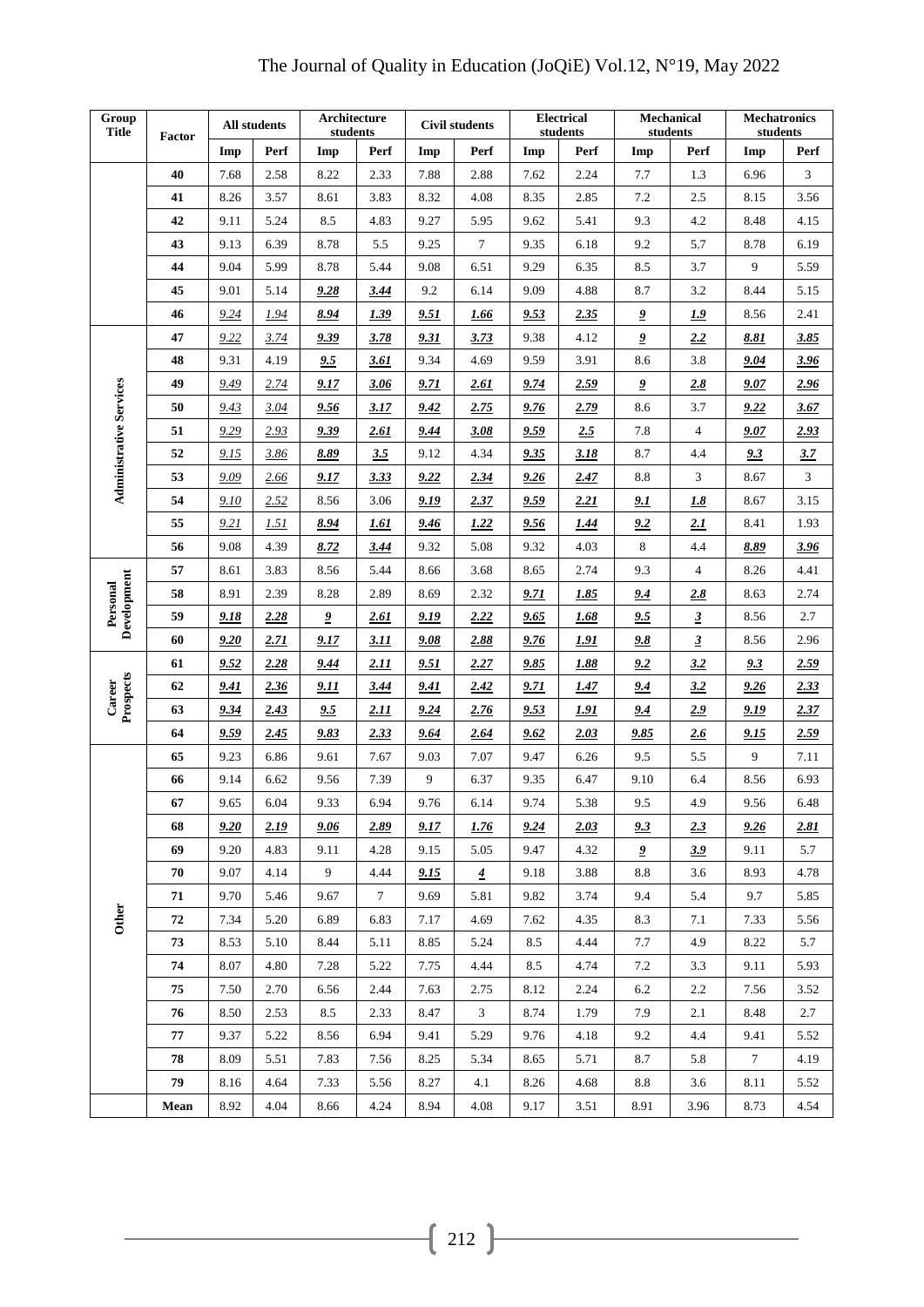| Group Title | Factor | All students | | Architecture students | | Civil students | | Electrical students | | Mechanical students | | Mechatronics students | |
|---|---|---|---|---|---|---|---|---|---|---|---|---|---|
| | | Imp | Perf | Imp | Perf | Imp | Perf | Imp | Perf | Imp | Perf | Imp | Perf |
| | 40 | 7.68 | 2.58 | 8.22 | 2.33 | 7.88 | 2.88 | 7.62 | 2.24 | 7.7 | 1.3 | 6.96 | 3 |
| | 41 | 8.26 | 3.57 | 8.61 | 3.83 | 8.32 | 4.08 | 8.35 | 2.85 | 7.2 | 2.5 | 8.15 | 3.56 |
| | 42 | 9.11 | 5.24 | 8.5 | 4.83 | 9.27 | 5.95 | 9.62 | 5.41 | 9.3 | 4.2 | 8.48 | 4.15 |
| | 43 | 9.13 | 6.39 | 8.78 | 5.5 | 9.25 | 7 | 9.35 | 6.18 | 9.2 | 5.7 | 8.78 | 6.19 |
| | 44 | 9.04 | 5.99 | 8.78 | 5.44 | 9.08 | 6.51 | 9.29 | 6.35 | 8.5 | 3.7 | 9 | 5.59 |
| | 45 | 9.01 | 5.14 | ***9.28*** | ***3.44*** | 9.2 | 6.14 | 9.09 | 4.88 | 8.7 | 3.2 | 8.44 | 5.15 |
| | 46 | *9.24* | *1.94* | ***8.94*** | ***1.39*** | ***9.51*** | ***1.66*** | ***9.53*** | ***2.35*** | ***9*** | ***1.9*** | 8.56 | 2.41 |
| Administrative Services | 47 | *9.22* | *3.74* | ***9.39*** | ***3.78*** | ***9.31*** | ***3.73*** | 9.38 | 4.12 | ***9*** | ***2.2*** | ***8.81*** | ***3.85*** |
| | 48 | 9.31 | 4.19 | ***9.5*** | ***3.61*** | 9.34 | 4.69 | 9.59 | 3.91 | 8.6 | 3.8 | ***9.04*** | ***3.96*** |
| | 49 | *9.49* | *2.74* | ***9.17*** | ***3.06*** | ***9.71*** | ***2.61*** | ***9.74*** | ***2.59*** | ***9*** | ***2.8*** | ***9.07*** | ***2.96*** |
| | 50 | *9.43* | *3.04* | ***9.56*** | ***3.17*** | ***9.42*** | ***2.75*** | ***9.76*** | ***2.79*** | 8.6 | 3.7 | ***9.22*** | ***3.67*** |
| | 51 | *9.29* | *2.93* | ***9.39*** | ***2.61*** | ***9.44*** | ***3.08*** | ***9.59*** | ***2.5*** | 7.8 | 4 | ***9.07*** | ***2.93*** |
| | 52 | *9.15* | *3.86* | ***8.89*** | ***3.5*** | 9.12 | 4.34 | ***9.35*** | ***3.18*** | 8.7 | 4.4 | ***9.3*** | ***3.7*** |
| | 53 | *9.09* | *2.66* | ***9.17*** | ***3.33*** | ***9.22*** | ***2.34*** | ***9.26*** | ***2.47*** | 8.8 | 3 | 8.67 | 3 |
| | 54 | *9.10* | *2.52* | 8.56 | 3.06 | ***9.19*** | ***2.37*** | ***9.59*** | ***2.21*** | ***9.1*** | ***1.8*** | 8.67 | 3.15 |
| | 55 | *9.21* | *1.51* | ***8.94*** | ***1.61*** | ***9.46*** | ***1.22*** | ***9.56*** | ***1.44*** | ***9.2*** | ***2.1*** | 8.41 | 1.93 |
| | 56 | 9.08 | 4.39 | ***8.72*** | ***3.44*** | 9.32 | 5.08 | 9.32 | 4.03 | 8 | 4.4 | ***8.89*** | ***3.96*** |
| Personal Development | 57 | 8.61 | 3.83 | 8.56 | 5.44 | 8.66 | 3.68 | 8.65 | 2.74 | 9.3 | 4 | 8.26 | 4.41 |
| | 58 | 8.91 | 2.39 | 8.28 | 2.89 | 8.69 | 2.32 | ***9.71*** | ***1.85*** | ***9.4*** | ***2.8*** | 8.63 | 2.74 |
| | 59 | ***9.18*** | ***2.28*** | ***9*** | ***2.61*** | ***9.19*** | ***2.22*** | ***9.65*** | ***1.68*** | ***9.5*** | ***3*** | 8.56 | 2.7 |
| | 60 | ***9.20*** | ***2.71*** | ***9.17*** | ***3.11*** | ***9.08*** | ***2.88*** | ***9.76*** | ***1.91*** | ***9.8*** | ***3*** | 8.56 | 2.96 |
| Career Prospects | 61 | ***9.52*** | ***2.28*** | ***9.44*** | ***2.11*** | ***9.51*** | ***2.27*** | ***9.85*** | ***1.88*** | ***9.2*** | ***3.2*** | ***9.3*** | ***2.59*** |
| | 62 | ***9.41*** | ***2.36*** | ***9.11*** | ***3.44*** | ***9.41*** | ***2.42*** | ***9.71*** | ***1.47*** | ***9.4*** | ***3.2*** | ***9.26*** | ***2.33*** |
| | 63 | ***9.34*** | ***2.43*** | ***9.5*** | ***2.11*** | ***9.24*** | ***2.76*** | ***9.53*** | ***1.91*** | ***9.4*** | ***2.9*** | ***9.19*** | ***2.37*** |
| | 64 | ***9.59*** | ***2.45*** | ***9.83*** | ***2.33*** | ***9.64*** | ***2.64*** | ***9.62*** | ***2.03*** | ***9.85*** | ***2.6*** | ***9.15*** | ***2.59*** |
| Other | 65 | 9.23 | 6.86 | 9.61 | 7.67 | 9.03 | 7.07 | 9.47 | 6.26 | 9.5 | 5.5 | 9 | 7.11 |
| | 66 | 9.14 | 6.62 | 9.56 | 7.39 | 9 | 6.37 | 9.35 | 6.47 | 9.10 | 6.4 | 8.56 | 6.93 |
| | 67 | 9.65 | 6.04 | 9.33 | 6.94 | 9.76 | 6.14 | 9.74 | 5.38 | 9.5 | 4.9 | 9.56 | 6.48 |
| | 68 | ***9.20*** | ***2.19*** | ***9.06*** | ***2.89*** | ***9.17*** | ***1.76*** | ***9.24*** | ***2.03*** | ***9.3*** | ***2.3*** | ***9.26*** | ***2.81*** |
| | 69 | 9.20 | 4.83 | 9.11 | 4.28 | 9.15 | 5.05 | 9.47 | 4.32 | ***9*** | ***3.9*** | 9.11 | 5.7 |
| | 70 | 9.07 | 4.14 | 9 | 4.44 | ***9.15*** | ***4*** | 9.18 | 3.88 | 8.8 | 3.6 | 8.93 | 4.78 |
| | 71 | 9.70 | 5.46 | 9.67 | 7 | 9.69 | 5.81 | 9.82 | 3.74 | 9.4 | 5.4 | 9.7 | 5.85 |
| | 72 | 7.34 | 5.20 | 6.89 | 6.83 | 7.17 | 4.69 | 7.62 | 4.35 | 8.3 | 7.1 | 7.33 | 5.56 |
| | 73 | 8.53 | 5.10 | 8.44 | 5.11 | 8.85 | 5.24 | 8.5 | 4.44 | 7.7 | 4.9 | 8.22 | 5.7 |
| | 74 | 8.07 | 4.80 | 7.28 | 5.22 | 7.75 | 4.44 | 8.5 | 4.74 | 7.2 | 3.3 | 9.11 | 5.93 |
| | 75 | 7.50 | 2.70 | 6.56 | 2.44 | 7.63 | 2.75 | 8.12 | 2.24 | 6.2 | 2.2 | 7.56 | 3.52 |
| | 76 | 8.50 | 2.53 | 8.5 | 2.33 | 8.47 | 3 | 8.74 | 1.79 | 7.9 | 2.1 | 8.48 | 2.7 |
| | 77 | 9.37 | 5.22 | 8.56 | 6.94 | 9.41 | 5.29 | 9.76 | 4.18 | 9.2 | 4.4 | 9.41 | 5.52 |
| | 78 | 8.09 | 5.51 | 7.83 | 7.56 | 8.25 | 5.34 | 8.65 | 5.71 | 8.7 | 5.8 | 7 | 4.19 |
| | 79 | 8.16 | 4.64 | 7.33 | 5.56 | 8.27 | 4.1 | 8.26 | 4.68 | 8.8 | 3.6 | 8.11 | 5.52 |
| | **Mean** | 8.92 | 4.04 | 8.66 | 4.24 | 8.94 | 4.08 | 9.17 | 3.51 | 8.91 | 3.96 | 8.73 | 4.54 |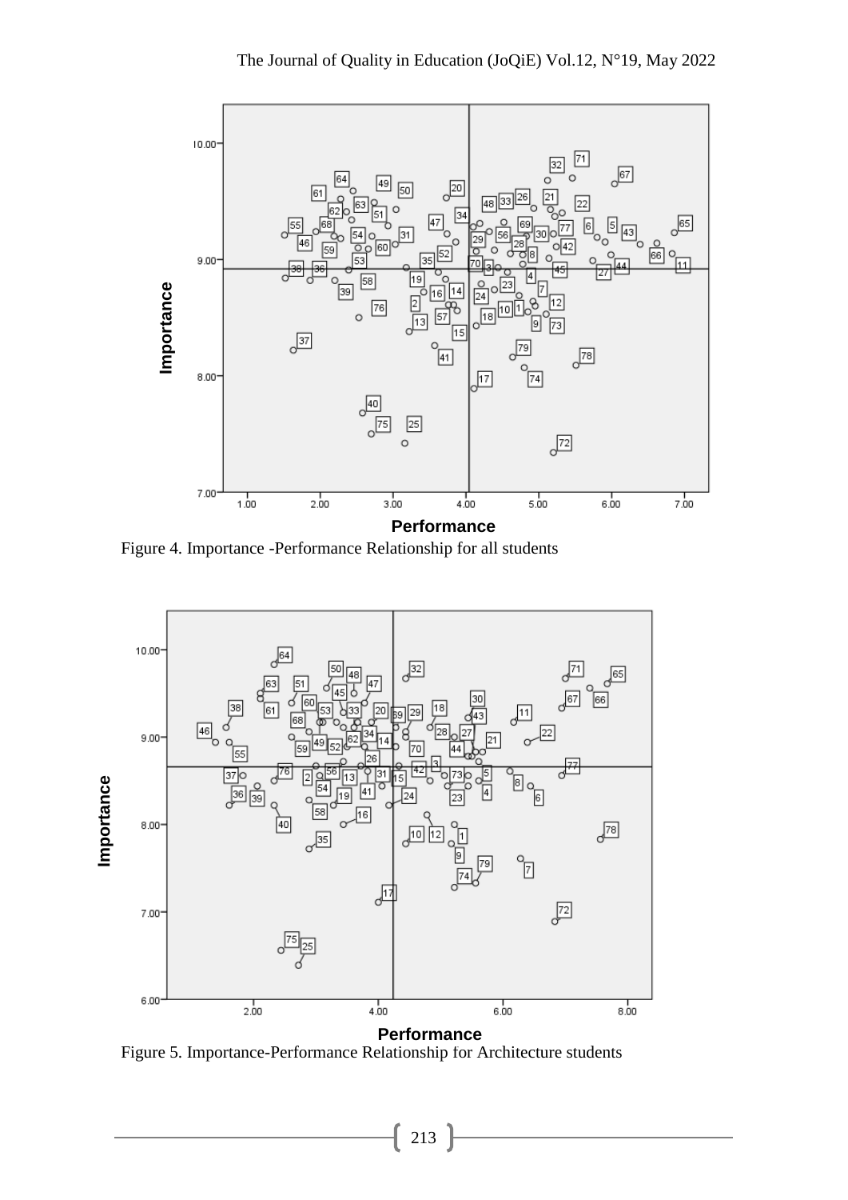Figure 4. Importance -Performance Relationship for all students

Figure 5. Importance-Performance Relationship for Architecture students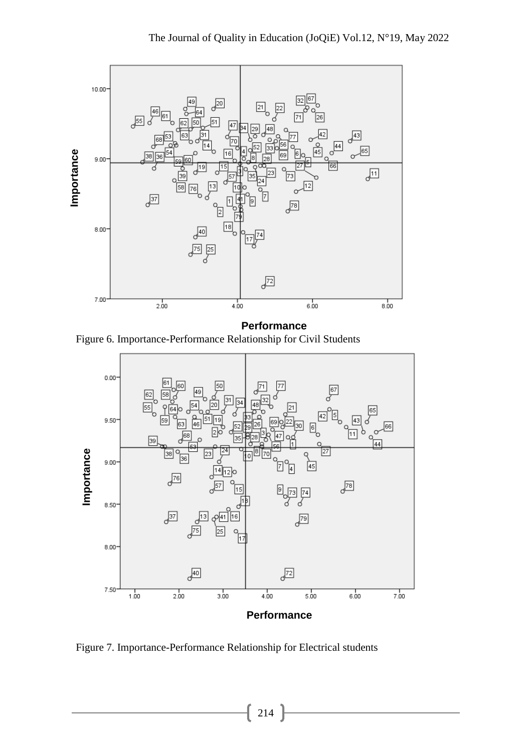Figure 6. Importance-Performance Relationship for Civil Students

Figure 7. Importance-Performance Relationship for Electrical students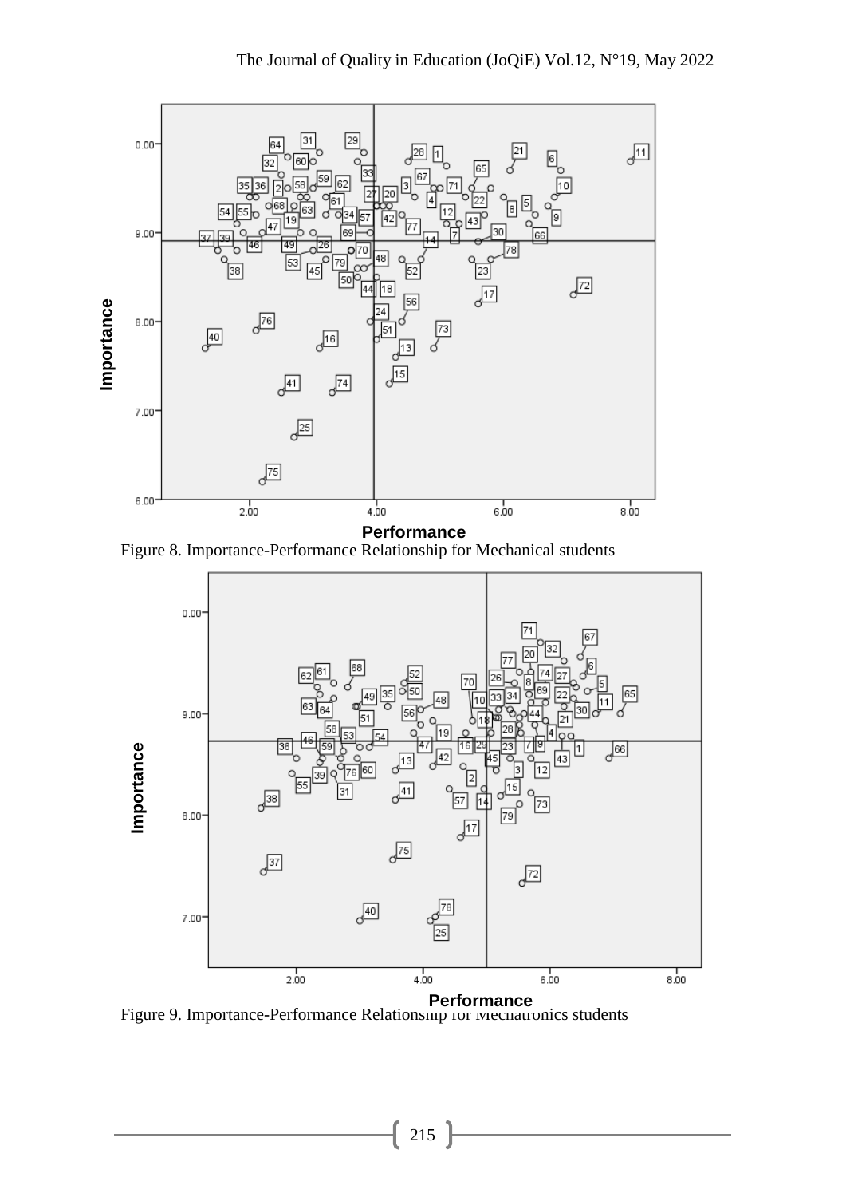Figure 8. Importance-Performance Relationship for Mechanical students

Figure 9. Importance-Performance Relationship for Mechatronics students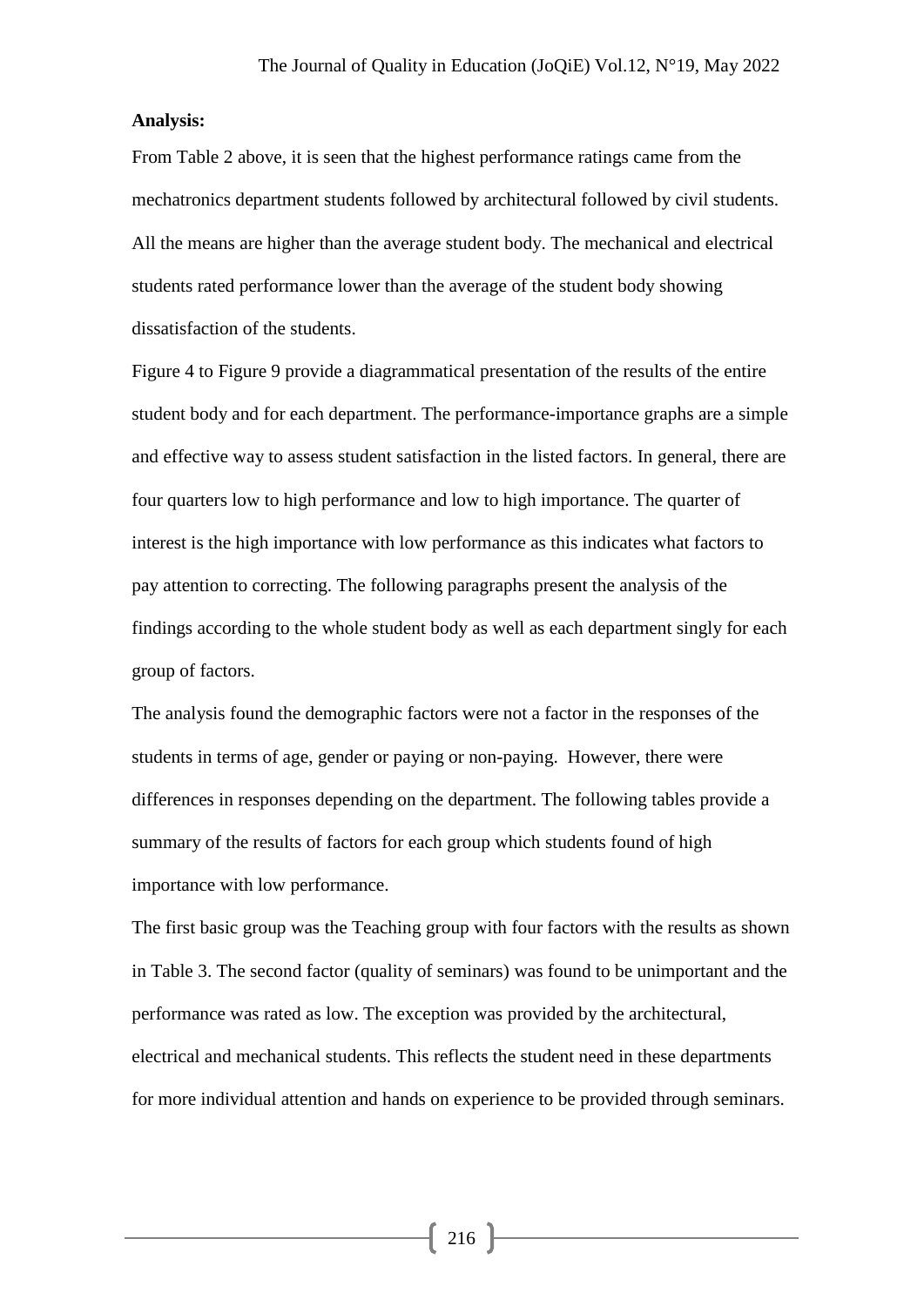**Analysis:**

From Table 2 above, it is seen that the highest performance ratings came from the mechatronics department students followed by architectural followed by civil students. All the means are higher than the average student body. The mechanical and electrical students rated performance lower than the average of the student body showing dissatisfaction of the students.

Figure 4 to Figure 9 provide a diagrammatical presentation of the results of the entire student body and for each department. The performance-importance graphs are a simple and effective way to assess student satisfaction in the listed factors. In general, there are four quarters low to high performance and low to high importance. The quarter of interest is the high importance with low performance as this indicates what factors to pay attention to correcting. The following paragraphs present the analysis of the findings according to the whole student body as well as each department singly for each group of factors.

The analysis found the demographic factors were not a factor in the responses of the students in terms of age, gender or paying or non-paying.  However, there were differences in responses depending on the department. The following tables provide a summary of the results of factors for each group which students found of high importance with low performance.

The first basic group was the Teaching group with four factors with the results as shown in Table 3. The second factor (quality of seminars) was found to be unimportant and the performance was rated as low. The exception was provided by the architectural, electrical and mechanical students. This reflects the student need in these departments for more individual attention and hands on experience to be provided through seminars.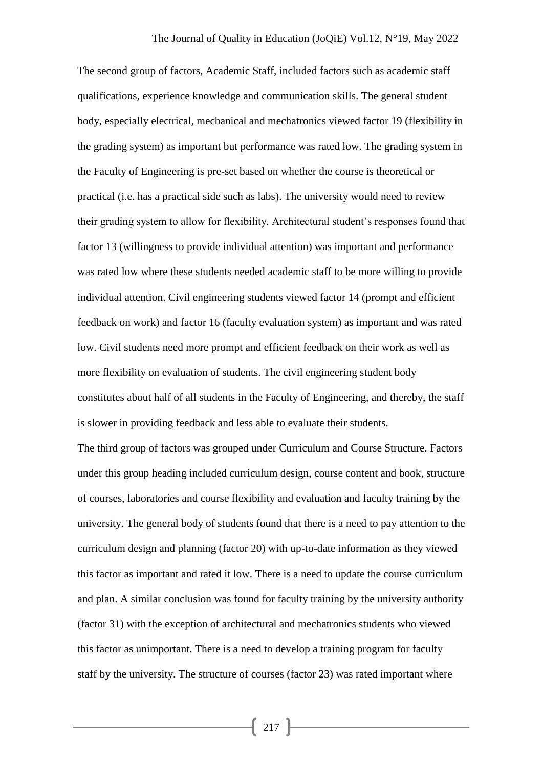The second group of factors, Academic Staff, included factors such as academic staff qualifications, experience knowledge and communication skills. The general student body, especially electrical, mechanical and mechatronics viewed factor 19 (flexibility in the grading system) as important but performance was rated low. The grading system in the Faculty of Engineering is pre-set based on whether the course is theoretical or practical (i.e. has a practical side such as labs). The university would need to review their grading system to allow for flexibility. Architectural student's responses found that factor 13 (willingness to provide individual attention) was important and performance was rated low where these students needed academic staff to be more willing to provide individual attention. Civil engineering students viewed factor 14 (prompt and efficient feedback on work) and factor 16 (faculty evaluation system) as important and was rated low. Civil students need more prompt and efficient feedback on their work as well as more flexibility on evaluation of students. The civil engineering student body constitutes about half of all students in the Faculty of Engineering, and thereby, the staff is slower in providing feedback and less able to evaluate their students.

The third group of factors was grouped under Curriculum and Course Structure. Factors under this group heading included curriculum design, course content and book, structure of courses, laboratories and course flexibility and evaluation and faculty training by the university. The general body of students found that there is a need to pay attention to the curriculum design and planning (factor 20) with up-to-date information as they viewed this factor as important and rated it low. There is a need to update the course curriculum and plan. A similar conclusion was found for faculty training by the university authority (factor 31) with the exception of architectural and mechatronics students who viewed this factor as unimportant. There is a need to develop a training program for faculty staff by the university. The structure of courses (factor 23) was rated important where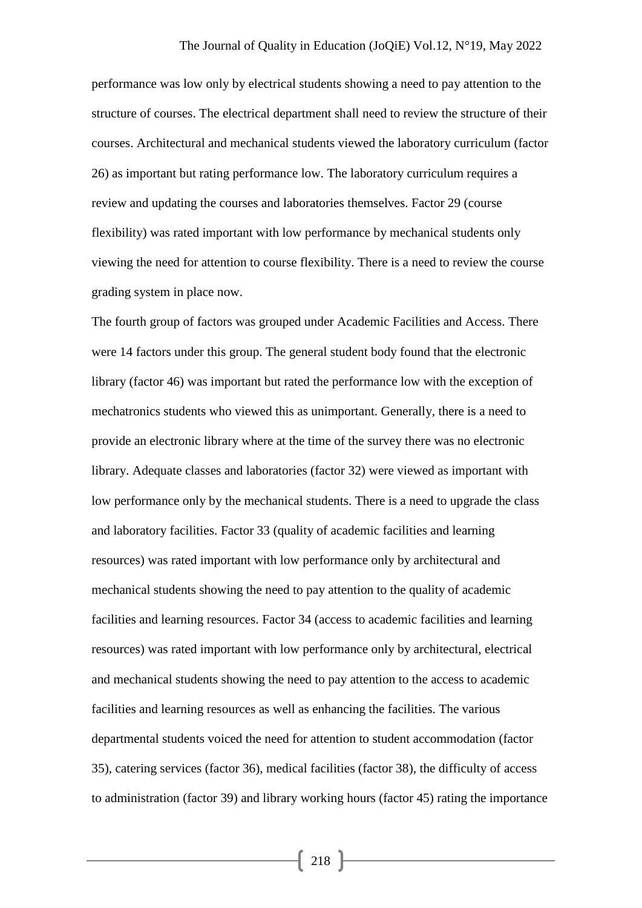performance was low only by electrical students showing a need to pay attention to the structure of courses. The electrical department shall need to review the structure of their courses. Architectural and mechanical students viewed the laboratory curriculum (factor 26) as important but rating performance low. The laboratory curriculum requires a review and updating the courses and laboratories themselves. Factor 29 (course flexibility) was rated important with low performance by mechanical students only viewing the need for attention to course flexibility. There is a need to review the course grading system in place now.

The fourth group of factors was grouped under Academic Facilities and Access. There were 14 factors under this group. The general student body found that the electronic library (factor 46) was important but rated the performance low with the exception of mechatronics students who viewed this as unimportant. Generally, there is a need to provide an electronic library where at the time of the survey there was no electronic library. Adequate classes and laboratories (factor 32) were viewed as important with low performance only by the mechanical students. There is a need to upgrade the class and laboratory facilities. Factor 33 (quality of academic facilities and learning resources) was rated important with low performance only by architectural and mechanical students showing the need to pay attention to the quality of academic facilities and learning resources. Factor 34 (access to academic facilities and learning resources) was rated important with low performance only by architectural, electrical and mechanical students showing the need to pay attention to the access to academic facilities and learning resources as well as enhancing the facilities. The various departmental students voiced the need for attention to student accommodation (factor 35), catering services (factor 36), medical facilities (factor 38), the difficulty of access to administration (factor 39) and library working hours (factor 45) rating the importance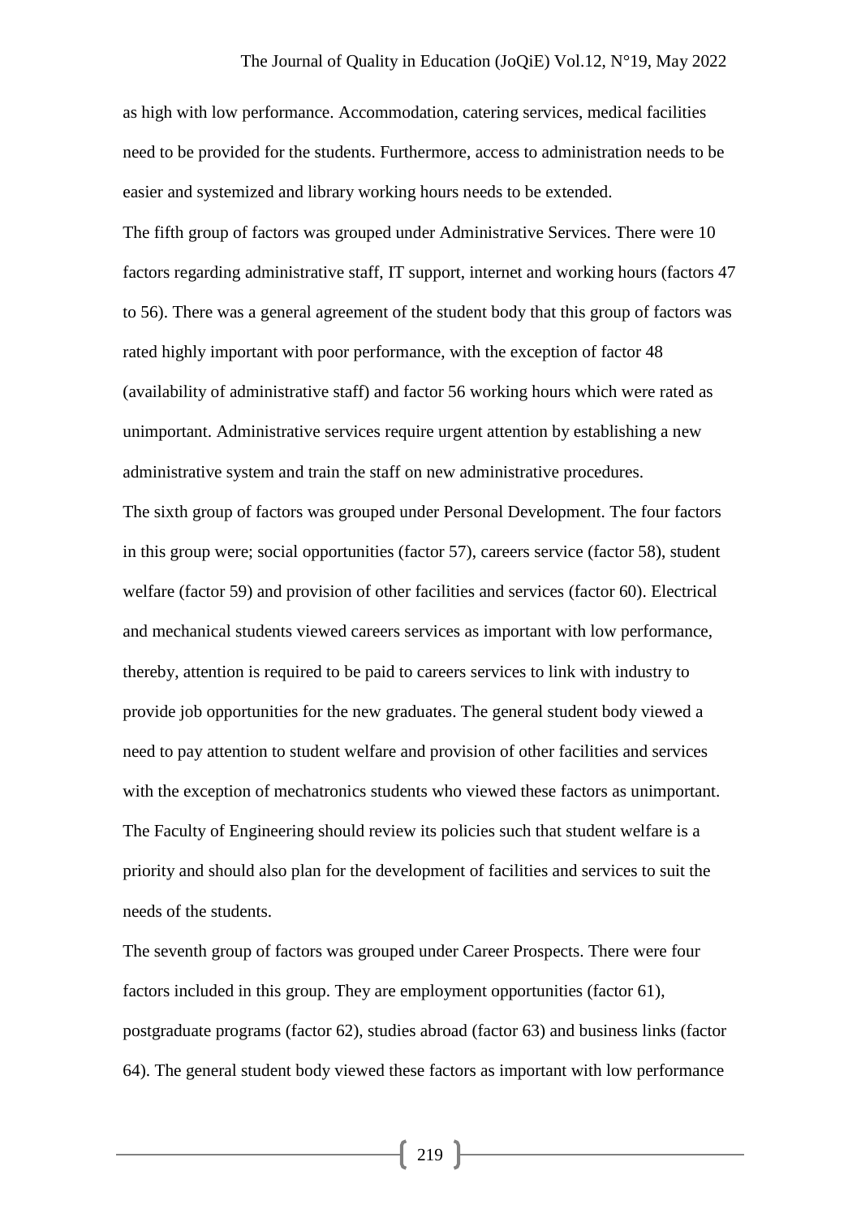as high with low performance. Accommodation, catering services, medical facilities need to be provided for the students. Furthermore, access to administration needs to be easier and systemized and library working hours needs to be extended.

The fifth group of factors was grouped under Administrative Services. There were 10 factors regarding administrative staff, IT support, internet and working hours (factors 47 to 56). There was a general agreement of the student body that this group of factors was rated highly important with poor performance, with the exception of factor 48 (availability of administrative staff) and factor 56 working hours which were rated as unimportant. Administrative services require urgent attention by establishing a new administrative system and train the staff on new administrative procedures.

The sixth group of factors was grouped under Personal Development. The four factors in this group were; social opportunities (factor 57), careers service (factor 58), student welfare (factor 59) and provision of other facilities and services (factor 60). Electrical and mechanical students viewed careers services as important with low performance, thereby, attention is required to be paid to careers services to link with industry to provide job opportunities for the new graduates. The general student body viewed a need to pay attention to student welfare and provision of other facilities and services with the exception of mechatronics students who viewed these factors as unimportant. The Faculty of Engineering should review its policies such that student welfare is a priority and should also plan for the development of facilities and services to suit the needs of the students.

The seventh group of factors was grouped under Career Prospects. There were four factors included in this group. They are employment opportunities (factor 61), postgraduate programs (factor 62), studies abroad (factor 63) and business links (factor 64). The general student body viewed these factors as important with low performance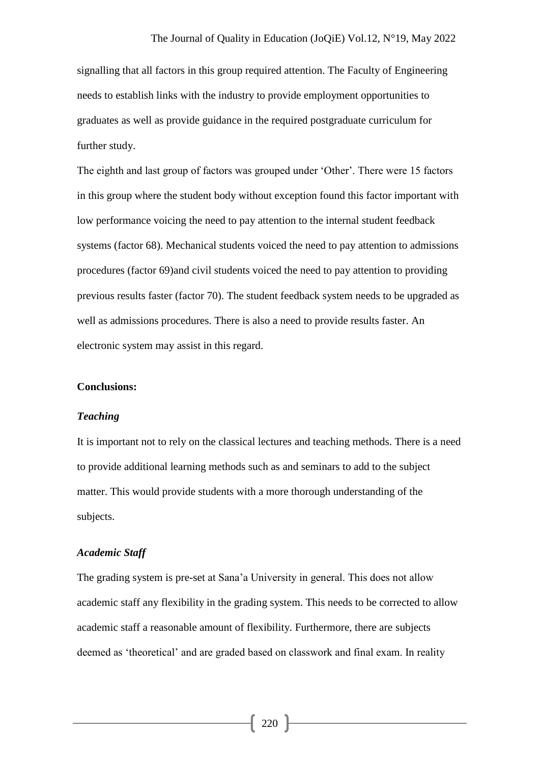signalling that all factors in this group required attention. The Faculty of Engineering needs to establish links with the industry to provide employment opportunities to graduates as well as provide guidance in the required postgraduate curriculum for further study.

The eighth and last group of factors was grouped under 'Other'. There were 15 factors in this group where the student body without exception found this factor important with low performance voicing the need to pay attention to the internal student feedback systems (factor 68). Mechanical students voiced the need to pay attention to admissions procedures (factor 69)and civil students voiced the need to pay attention to providing previous results faster (factor 70). The student feedback system needs to be upgraded as well as admissions procedures. There is also a need to provide results faster. An electronic system may assist in this regard.

**Conclusions:**

***Teaching***

It is important not to rely on the classical lectures and teaching methods. There is a need to provide additional learning methods such as and seminars to add to the subject matter. This would provide students with a more thorough understanding of the subjects.

***Academic Staff***

The grading system is pre-set at Sana'a University in general. This does not allow academic staff any flexibility in the grading system. This needs to be corrected to allow academic staff a reasonable amount of flexibility. Furthermore, there are subjects deemed as 'theoretical' and are graded based on classwork and final exam. In reality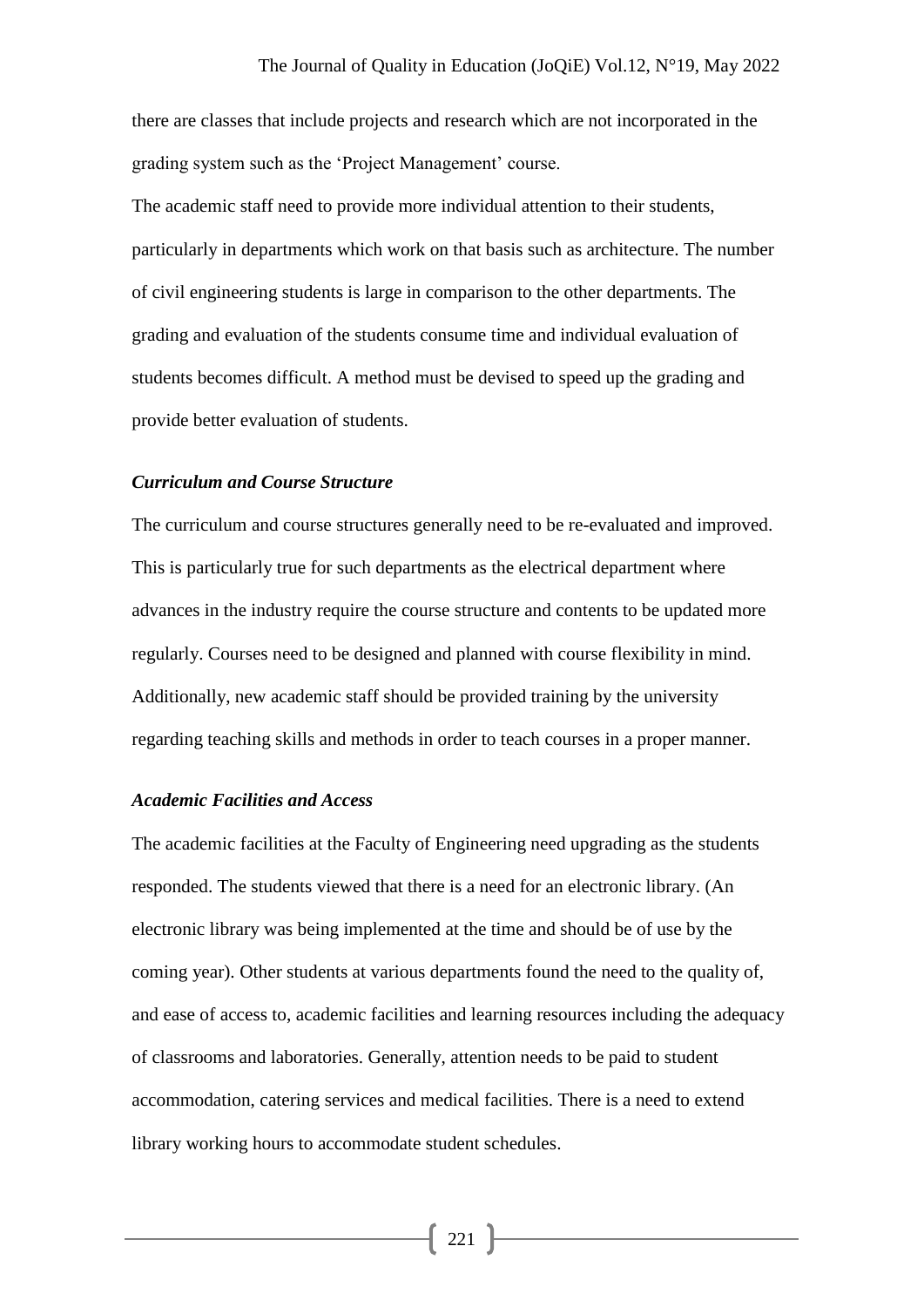there are classes that include projects and research which are not incorporated in the grading system such as the 'Project Management' course.

The academic staff need to provide more individual attention to their students, particularly in departments which work on that basis such as architecture. The number of civil engineering students is large in comparison to the other departments. The grading and evaluation of the students consume time and individual evaluation of students becomes difficult. A method must be devised to speed up the grading and provide better evaluation of students.

### *Curriculum and Course Structure*

The curriculum and course structures generally need to be re-evaluated and improved. This is particularly true for such departments as the electrical department where advances in the industry require the course structure and contents to be updated more regularly. Courses need to be designed and planned with course flexibility in mind. Additionally, new academic staff should be provided training by the university regarding teaching skills and methods in order to teach courses in a proper manner.

### *Academic Facilities and Access*

The academic facilities at the Faculty of Engineering need upgrading as the students responded. The students viewed that there is a need for an electronic library. (An electronic library was being implemented at the time and should be of use by the coming year). Other students at various departments found the need to the quality of, and ease of access to, academic facilities and learning resources including the adequacy of classrooms and laboratories. Generally, attention needs to be paid to student accommodation, catering services and medical facilities. There is a need to extend library working hours to accommodate student schedules.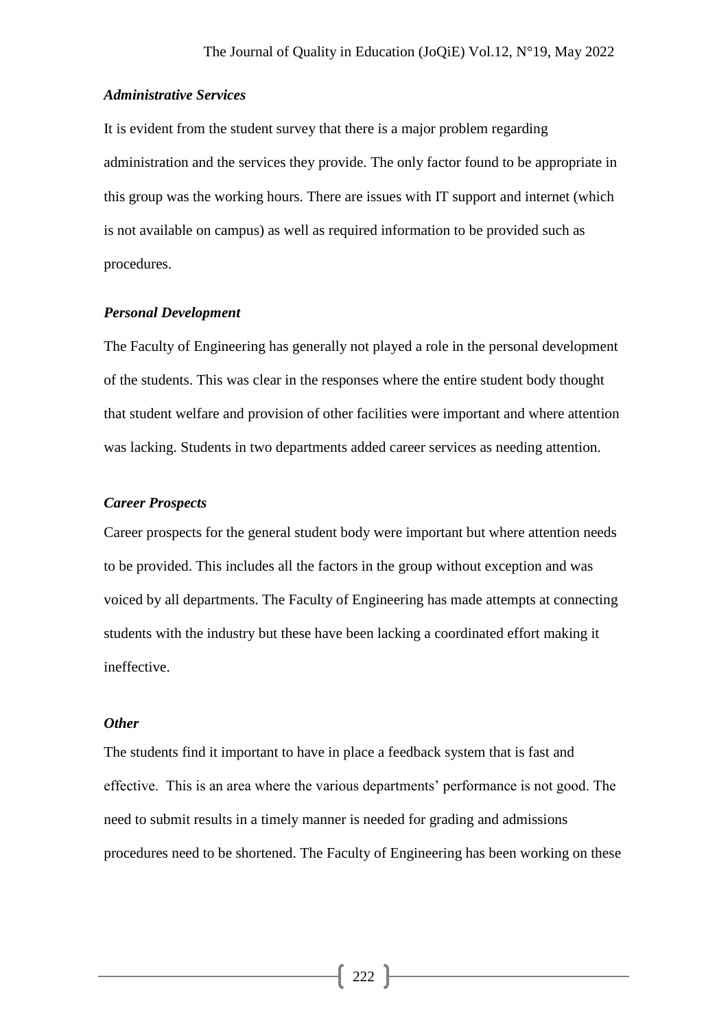***Administrative Services***

It is evident from the student survey that there is a major problem regarding administration and the services they provide. The only factor found to be appropriate in this group was the working hours. There are issues with IT support and internet (which is not available on campus) as well as required information to be provided such as procedures.

***Personal Development***

The Faculty of Engineering has generally not played a role in the personal development of the students. This was clear in the responses where the entire student body thought that student welfare and provision of other facilities were important and where attention was lacking. Students in two departments added career services as needing attention.

***Career Prospects***

Career prospects for the general student body were important but where attention needs to be provided. This includes all the factors in the group without exception and was voiced by all departments. The Faculty of Engineering has made attempts at connecting students with the industry but these have been lacking a coordinated effort making it ineffective.

***Other***

The students find it important to have in place a feedback system that is fast and effective. This is an area where the various departments' performance is not good. The need to submit results in a timely manner is needed for grading and admissions procedures need to be shortened. The Faculty of Engineering has been working on these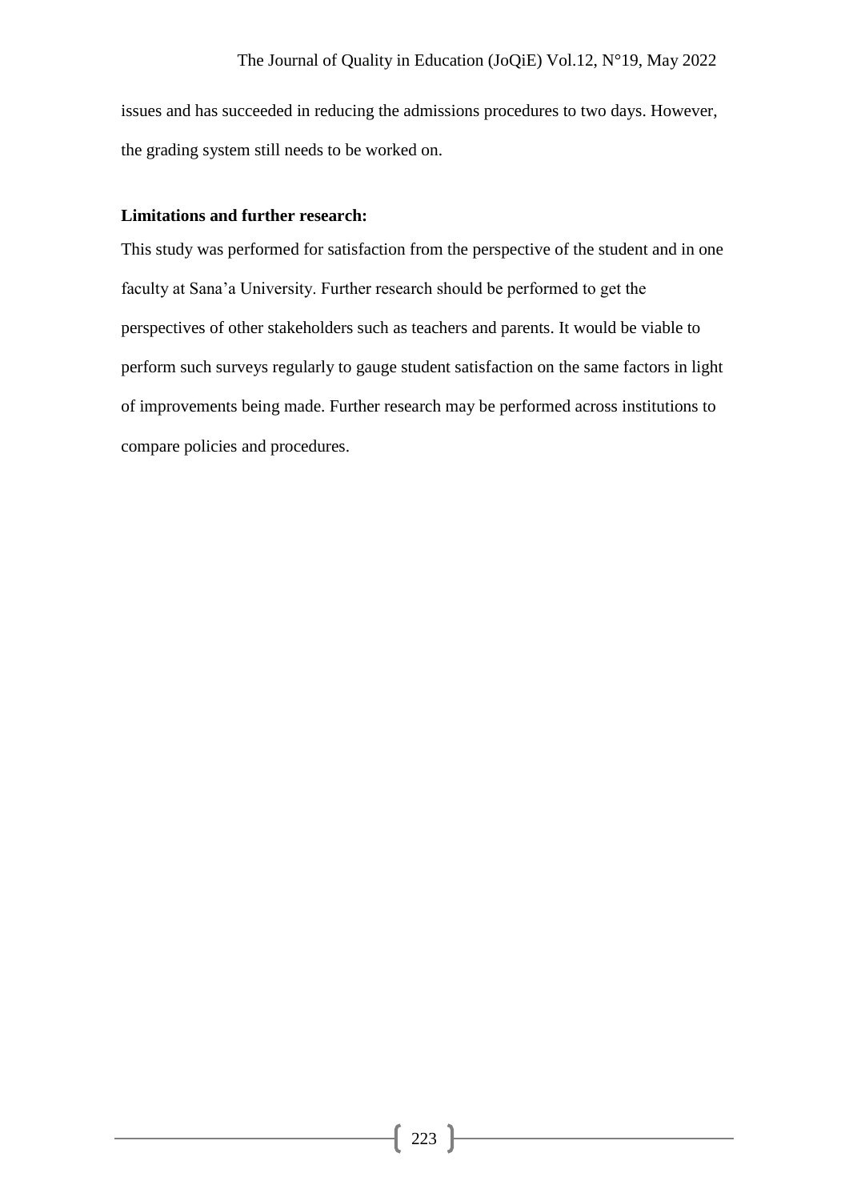issues and has succeeded in reducing the admissions procedures to two days. However, the grading system still needs to be worked on.

**Limitations and further research:**

This study was performed for satisfaction from the perspective of the student and in one faculty at Sana'a University. Further research should be performed to get the perspectives of other stakeholders such as teachers and parents. It would be viable to perform such surveys regularly to gauge student satisfaction on the same factors in light of improvements being made. Further research may be performed across institutions to compare policies and procedures.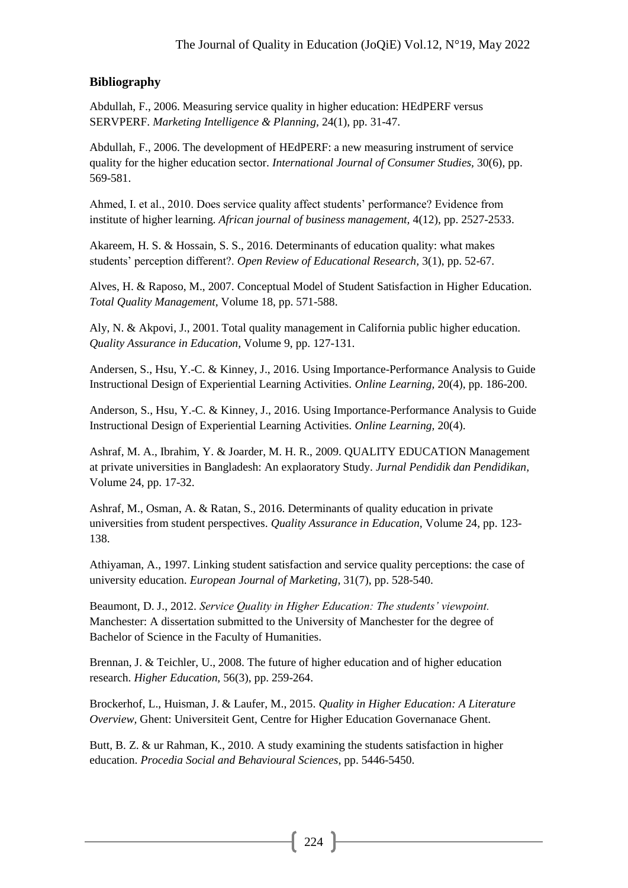## Bibliography

Abdullah, F., 2006. Measuring service quality in higher education: HEdPERF versus SERVPERF. *Marketing Intelligence & Planning,* 24(1), pp. 31-47.

Abdullah, F., 2006. The development of HEdPERF: a new measuring instrument of service quality for the higher education sector. *International Journal of Consumer Studies,* 30(6), pp. 569-581.

Ahmed, I. et al., 2010. Does service quality affect students' performance? Evidence from institute of higher learning. *African journal of business management,* 4(12), pp. 2527-2533.

Akareem, H. S. & Hossain, S. S., 2016. Determinants of education quality: what makes students' perception different?. *Open Review of Educational Research,* 3(1), pp. 52-67.

Alves, H. & Raposo, M., 2007. Conceptual Model of Student Satisfaction in Higher Education. *Total Quality Management,* Volume 18, pp. 571-588.

Aly, N. & Akpovi, J., 2001. Total quality management in California public higher education. *Quality Assurance in Education,* Volume 9, pp. 127-131.

Andersen, S., Hsu, Y.-C. & Kinney, J., 2016. Using Importance-Performance Analysis to Guide Instructional Design of Experiential Learning Activities. *Online Learning,* 20(4), pp. 186-200.

Anderson, S., Hsu, Y.-C. & Kinney, J., 2016. Using Importance-Performance Analysis to Guide Instructional Design of Experiential Learning Activities. *Online Learning,* 20(4).

Ashraf, M. A., Ibrahim, Y. & Joarder, M. H. R., 2009. QUALITY EDUCATION Management at private universities in Bangladesh: An explaoratory Study. *Jurnal Pendidik dan Pendidikan,* Volume 24, pp. 17-32.

Ashraf, M., Osman, A. & Ratan, S., 2016. Determinants of quality education in private universities from student perspectives. *Quality Assurance in Education,* Volume 24, pp. 123-138.

Athiyaman, A., 1997. Linking student satisfaction and service quality perceptions: the case of university education. *European Journal of Marketing,* 31(7), pp. 528-540.

Beaumont, D. J., 2012. *Service Quality in Higher Education: The students' viewpoint.* Manchester: A dissertation submitted to the University of Manchester for the degree of Bachelor of Science in the Faculty of Humanities.

Brennan, J. & Teichler, U., 2008. The future of higher education and of higher education research. *Higher Education,* 56(3), pp. 259-264.

Brockerhof, L., Huisman, J. & Laufer, M., 2015. *Quality in Higher Education: A Literature Overview,* Ghent: Universiteit Gent, Centre for Higher Education Governanace Ghent.

Butt, B. Z. & ur Rahman, K., 2010. A study examining the students satisfaction in higher education. *Procedia Social and Behavioural Sciences,* pp. 5446-5450.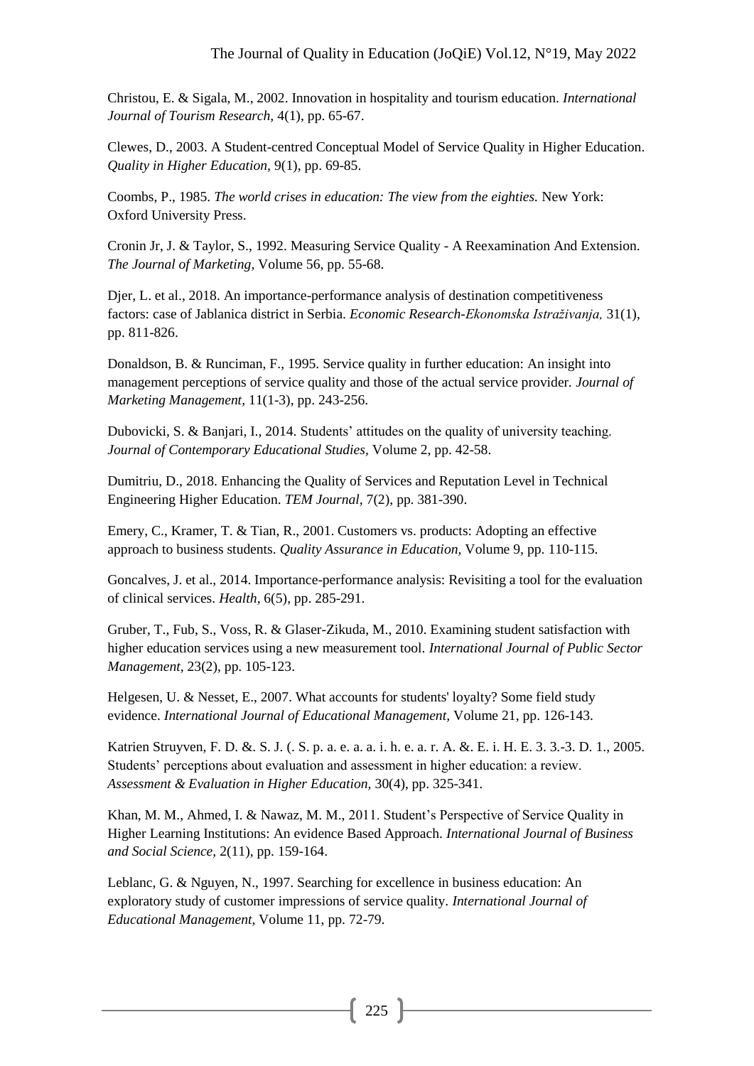Christou, E. & Sigala, M., 2002. Innovation in hospitality and tourism education. *International Journal of Tourism Research,* 4(1), pp. 65-67.

Clewes, D., 2003. A Student-centred Conceptual Model of Service Quality in Higher Education. *Quality in Higher Education,* 9(1), pp. 69-85.

Coombs, P., 1985. *The world crises in education: The view from the eighties.* New York: Oxford University Press.

Cronin Jr, J. & Taylor, S., 1992. Measuring Service Quality - A Reexamination And Extension. *The Journal of Marketing,* Volume 56, pp. 55-68.

Djer, L. et al., 2018. An importance-performance analysis of destination competitiveness factors: case of Jablanica district in Serbia. *Economic Research-Ekonomska Istraživanja,* 31(1), pp. 811-826.

Donaldson, B. & Runciman, F., 1995. Service quality in further education: An insight into management perceptions of service quality and those of the actual service provider. *Journal of Marketing Management,* 11(1-3), pp. 243-256.

Dubovicki, S. & Banjari, I., 2014. Students' attitudes on the quality of university teaching. *Journal of Contemporary Educational Studies,* Volume 2, pp. 42-58.

Dumitriu, D., 2018. Enhancing the Quality of Services and Reputation Level in Technical Engineering Higher Education. *TEM Journal,* 7(2), pp. 381-390.

Emery, C., Kramer, T. & Tian, R., 2001. Customers vs. products: Adopting an effective approach to business students. *Quality Assurance in Education,* Volume 9, pp. 110-115.

Goncalves, J. et al., 2014. Importance-performance analysis: Revisiting a tool for the evaluation of clinical services. *Health,* 6(5), pp. 285-291.

Gruber, T., Fub, S., Voss, R. & Glaser-Zikuda, M., 2010. Examining student satisfaction with higher education services using a new measurement tool. *International Journal of Public Sector Management,* 23(2), pp. 105-123.

Helgesen, U. & Nesset, E., 2007. What accounts for students' loyalty? Some field study evidence. *International Journal of Educational Management,* Volume 21, pp. 126-143.

Katrien Struyven, F. D. &. S. J. (. S. p. a. e. a. a. i. h. e. a. r. A. &. E. i. H. E. 3. 3.-3. D. 1., 2005. Students' perceptions about evaluation and assessment in higher education: a review. *Assessment & Evaluation in Higher Education,* 30(4), pp. 325-341.

Khan, M. M., Ahmed, I. & Nawaz, M. M., 2011. Student's Perspective of Service Quality in Higher Learning Institutions: An evidence Based Approach. *International Journal of Business and Social Science,* 2(11), pp. 159-164.

Leblanc, G. & Nguyen, N., 1997. Searching for excellence in business education: An exploratory study of customer impressions of service quality. *International Journal of Educational Management,* Volume 11, pp. 72-79.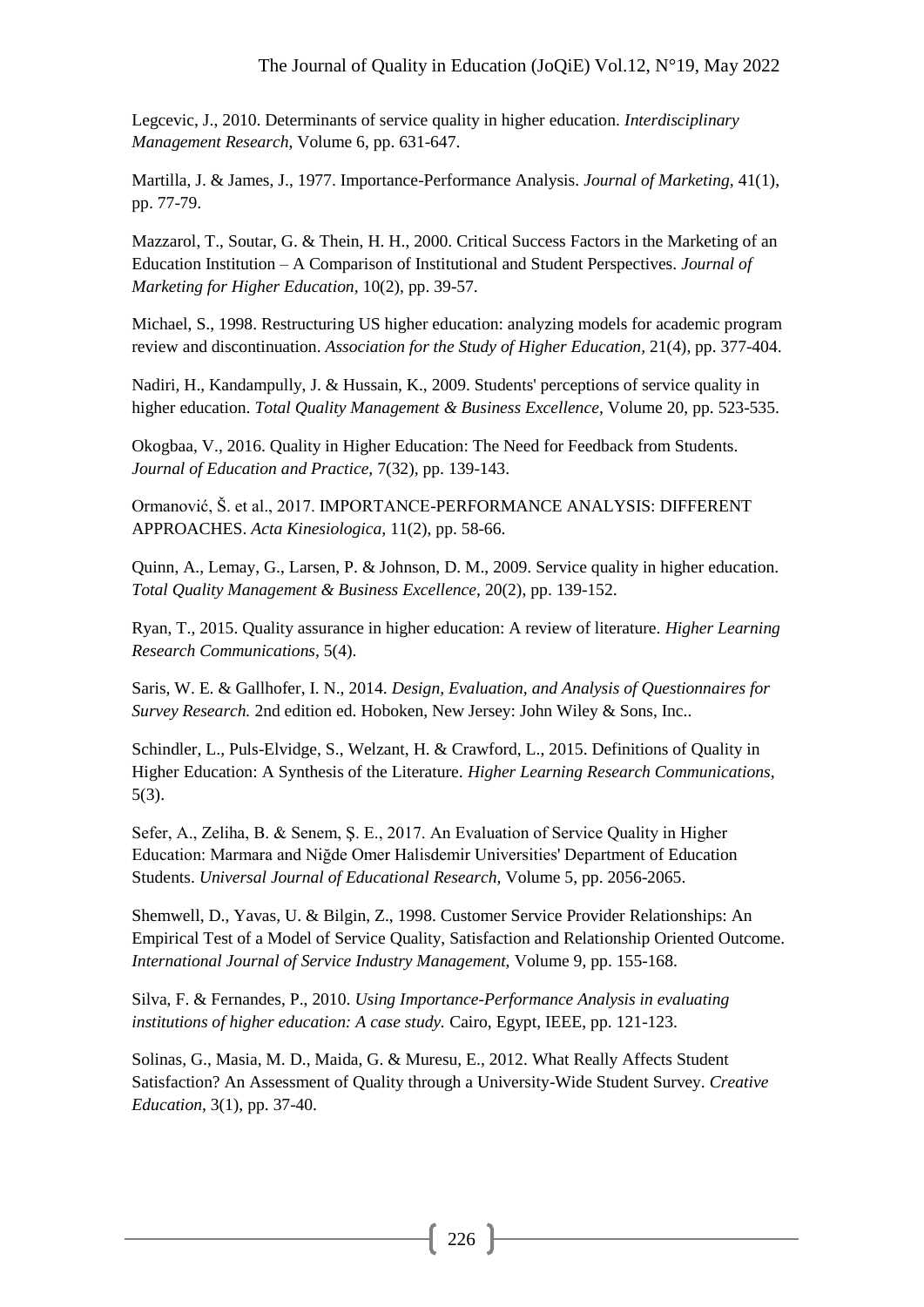Legcevic, J., 2010. Determinants of service quality in higher education. *Interdisciplinary Management Research*, Volume 6, pp. 631-647.

Martilla, J. & James, J., 1977. Importance-Performance Analysis. *Journal of Marketing,* 41(1), pp. 77-79.

Mazzarol, T., Soutar, G. & Thein, H. H., 2000. Critical Success Factors in the Marketing of an Education Institution – A Comparison of Institutional and Student Perspectives. *Journal of Marketing for Higher Education,* 10(2), pp. 39-57.

Michael, S., 1998. Restructuring US higher education: analyzing models for academic program review and discontinuation. *Association for the Study of Higher Education,* 21(4), pp. 377-404.

Nadiri, H., Kandampully, J. & Hussain, K., 2009. Students' perceptions of service quality in higher education. *Total Quality Management & Business Excellence,* Volume 20, pp. 523-535.

Okogbaa, V., 2016. Quality in Higher Education: The Need for Feedback from Students. *Journal of Education and Practice,* 7(32), pp. 139-143.

Ormanović, Š. et al., 2017. IMPORTANCE-PERFORMANCE ANALYSIS: DIFFERENT APPROACHES. *Acta Kinesiologica,* 11(2), pp. 58-66.

Quinn, A., Lemay, G., Larsen, P. & Johnson, D. M., 2009. Service quality in higher education. *Total Quality Management & Business Excellence,* 20(2), pp. 139-152.

Ryan, T., 2015. Quality assurance in higher education: A review of literature. *Higher Learning Research Communications,* 5(4).

Saris, W. E. & Gallhofer, I. N., 2014. *Design, Evaluation, and Analysis of Questionnaires for Survey Research.* 2nd edition ed. Hoboken, New Jersey: John Wiley & Sons, Inc..

Schindler, L., Puls-Elvidge, S., Welzant, H. & Crawford, L., 2015. Definitions of Quality in Higher Education: A Synthesis of the Literature. *Higher Learning Research Communications,* 5(3).

Sefer, A., Zeliha, B. & Senem, Ş. E., 2017. An Evaluation of Service Quality in Higher Education: Marmara and Niğde Omer Halisdemir Universities' Department of Education Students. *Universal Journal of Educational Research,* Volume 5, pp. 2056-2065.

Shemwell, D., Yavas, U. & Bilgin, Z., 1998. Customer Service Provider Relationships: An Empirical Test of a Model of Service Quality, Satisfaction and Relationship Oriented Outcome. *International Journal of Service Industry Management,* Volume 9, pp. 155-168.

Silva, F. & Fernandes, P., 2010. *Using Importance-Performance Analysis in evaluating institutions of higher education: A case study.* Cairo, Egypt, IEEE, pp. 121-123.

Solinas, G., Masia, M. D., Maida, G. & Muresu, E., 2012. What Really Affects Student Satisfaction? An Assessment of Quality through a University-Wide Student Survey. *Creative Education,* 3(1), pp. 37-40.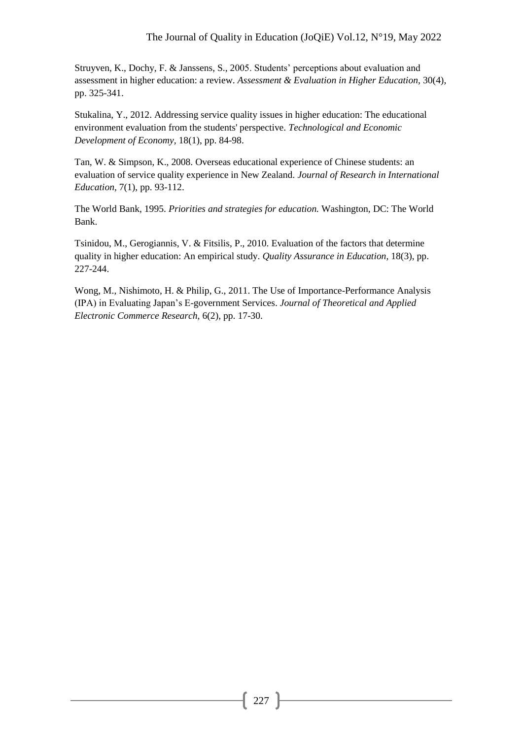Struyven, K., Dochy, F. & Janssens, S., 2005. Students' perceptions about evaluation and assessment in higher education: a review. *Assessment & Evaluation in Higher Education,* 30(4), pp. 325-341.

Stukalina, Y., 2012. Addressing service quality issues in higher education: The educational environment evaluation from the students' perspective. *Technological and Economic Development of Economy,* 18(1), pp. 84-98.

Tan, W. & Simpson, K., 2008. Overseas educational experience of Chinese students: an evaluation of service quality experience in New Zealand. *Journal of Research in International Education,* 7(1), pp. 93-112.

The World Bank, 1995. *Priorities and strategies for education.* Washington, DC: The World Bank.

Tsinidou, M., Gerogiannis, V. & Fitsilis, P., 2010. Evaluation of the factors that determine quality in higher education: An empirical study. *Quality Assurance in Education,* 18(3), pp. 227-244.

Wong, M., Nishimoto, H. & Philip, G., 2011. The Use of Importance-Performance Analysis (IPA) in Evaluating Japan's E-government Services. *Journal of Theoretical and Applied Electronic Commerce Research,* 6(2), pp. 17-30.